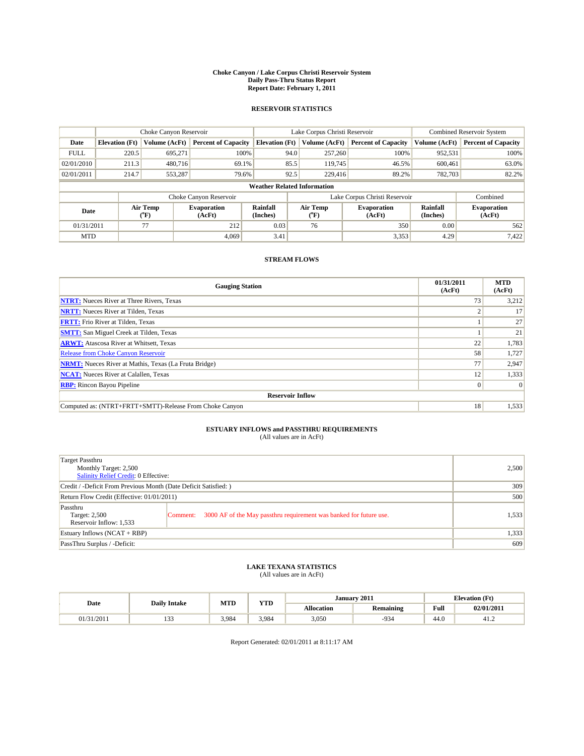**Choke Canyon / Lake Corpus Christi Reservoir System**
**Daily Pass-Thru Status Report**
**Report Date: February 1, 2011**

## RESERVOIR STATISTICS

| | Choke Canyon Reservoir | | | Lake Corpus Christi Reservoir | | | Combined Reservoir System | |
|---|---|---|---|---|---|---|---|---|
| Date | Elevation (Ft) | Volume (AcFt) | Percent of Capacity | Elevation (Ft) | Volume (AcFt) | Percent of Capacity | Volume (AcFt) | Percent of Capacity |
| FULL | 220.5 | 695,271 | 100% | 94.0 | 257,260 | 100% | 952,531 | 100% |
| 02/01/2010 | 211.3 | 480,716 | 69.1% | 85.5 | 119,745 | 46.5% | 600,461 | 63.0% |
| 02/01/2011 | 214.7 | 553,287 | 79.6% | 92.5 | 229,416 | 89.2% | 782,703 | 82.2% |

**Weather Related Information**

| | Choke Canyon Reservoir | | | Lake Corpus Christi Reservoir | | | Combined |
|---|---|---|---|---|---|---|---|
| Date | Air Temp (°F) | Evaporation (AcFt) | Rainfall (Inches) | Air Temp (°F) | Evaporation (AcFt) | Rainfall (Inches) | Evaporation (AcFt) |
| 01/31/2011 | 77 | 212 | 0.03 | 76 | 350 | 0.00 | 562 |
| MTD | | 4,069 | 3.41 | | 3,353 | 4.29 | 7,422 |

## STREAM FLOWS

| Gauging Station | 01/31/2011 (AcFt) | MTD (AcFt) |
|---|---|---|
| NTRT: Nueces River at Three Rivers, Texas | 73 | 3,212 |
| NRTT: Nueces River at Tilden, Texas | 2 | 17 |
| FRTT: Frio River at Tilden, Texas | 1 | 27 |
| SMTT: San Miguel Creek at Tilden, Texas | 1 | 21 |
| ARWT: Atascosa River at Whitsett, Texas | 22 | 1,783 |
| Release from Choke Canyon Reservoir | 58 | 1,727 |
| NRMT: Nueces River at Mathis, Texas (La Fruta Bridge) | 77 | 2,947 |
| NCAT: Nueces River at Calallen, Texas | 12 | 1,333 |
| RBP: Rincon Bayou Pipeline | 0 | 0 |
| **Reservoir Inflow** | | |
| Computed as: (NTRT+FRTT+SMTT)-Release From Choke Canyon | 18 | 1,533 |

## ESTUARY INFLOWS and PASSTHRU REQUIREMENTS

(All values are in AcFt)

| | | |
|---|---|---|
| Target Passthru<br>Monthly Target: 2,500<br>Salinity Relief Credit: 0 Effective: | | 2,500 |
| Credit / -Deficit From Previous Month (Date Deficit Satisfied: ) | | 309 |
| Return Flow Credit (Effective: 01/01/2011) | | 500 |
| Passthru<br>Target: 2,500<br>Reservoir Inflow: 1,533 | Comment: 3000 AF of the May passthru requirement was banked for future use. | 1,533 |
| Estuary Inflows (NCAT + RBP) | | 1,333 |
| PassThru Surplus / -Deficit: | | 609 |

## LAKE TEXANA STATISTICS

(All values are in AcFt)

| Date | Daily Intake | MTD | YTD | January 2011 | | Elevation (Ft) | |
|---|---|---|---|---|---|---|---|
| | | | | Allocation | Remaining | Full | 02/01/2011 |
| 01/31/2011 | 133 | 3,984 | 3,984 | 3,050 | -934 | 44.0 | 41.2 |

Report Generated: 02/01/2011 at 8:11:17 AM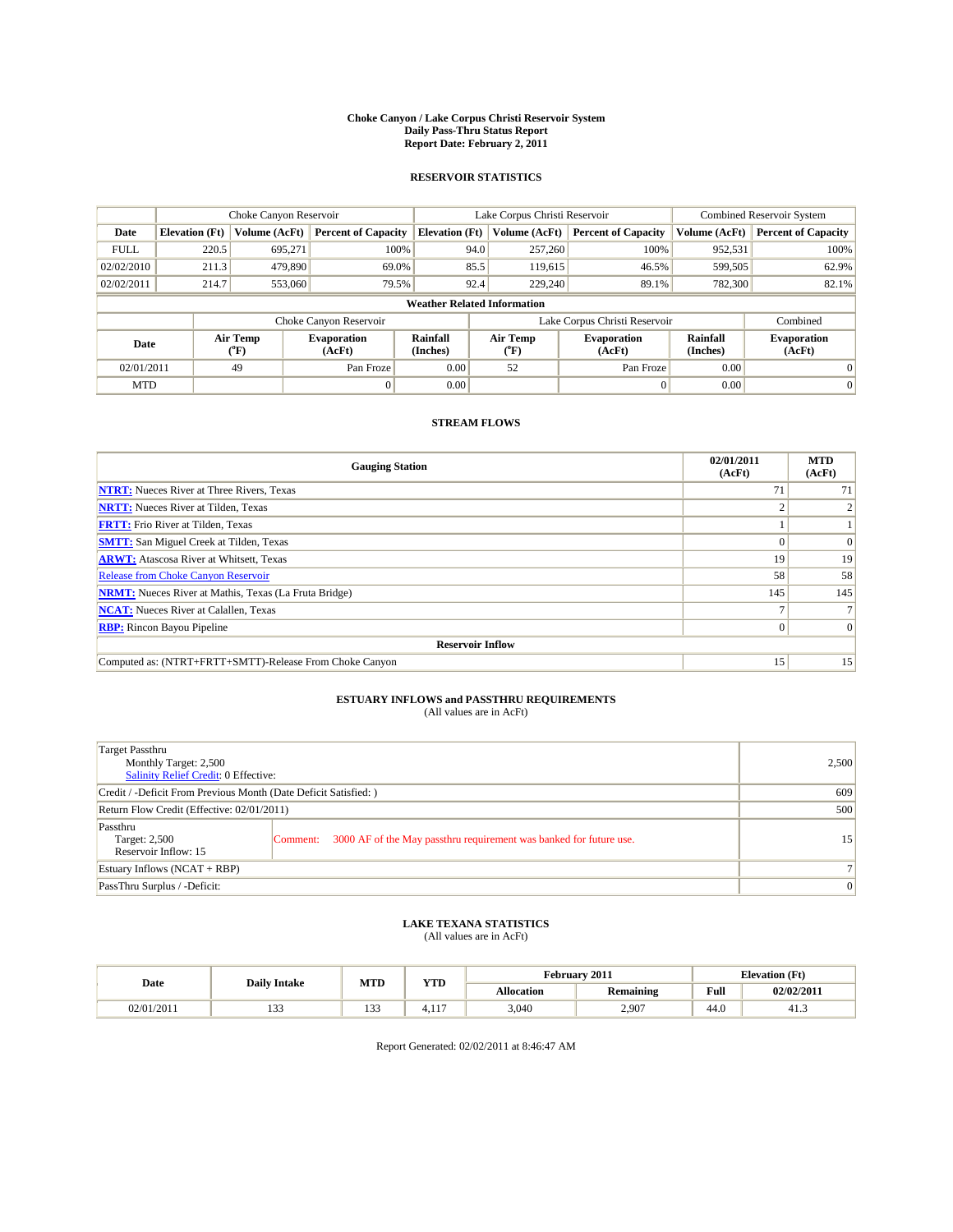# Choke Canyon / Lake Corpus Christi Reservoir System
## Daily Pass-Thru Status Report
### Report Date: February 2, 2011

## RESERVOIR STATISTICS

| | Choke Canyon Reservoir | | | Lake Corpus Christi Reservoir | | | Combined Reservoir System | |
|---|---|---|---|---|---|---|---|---|
| Date | Elevation (Ft) | Volume (AcFt) | Percent of Capacity | Elevation (Ft) | Volume (AcFt) | Percent of Capacity | Volume (AcFt) | Percent of Capacity |
| FULL | 220.5 | 695,271 | 100% | 94.0 | 257,260 | 100% | 952,531 | 100% |
| 02/02/2010 | 211.3 | 479,890 | 69.0% | 85.5 | 119,615 | 46.5% | 599,505 | 62.9% |
| 02/02/2011 | 214.7 | 553,060 | 79.5% | 92.4 | 229,240 | 89.1% | 782,300 | 82.1% |

**Weather Related Information**

| | Choke Canyon Reservoir | | | Lake Corpus Christi Reservoir | | | Combined |
|---|---|---|---|---|---|---|---|
| Date | Air Temp (°F) | Evaporation (AcFt) | Rainfall (Inches) | Air Temp (°F) | Evaporation (AcFt) | Rainfall (Inches) | Evaporation (AcFt) |
| 02/01/2011 | 49 | Pan Froze | 0.00 | 52 | Pan Froze | 0.00 | 0 |
| MTD | | 0 | 0.00 | | 0 | 0.00 | 0 |

## STREAM FLOWS

| Gauging Station | 02/01/2011 (AcFt) | MTD (AcFt) |
|---|---|---|
| NTRT: Nueces River at Three Rivers, Texas | 71 | 71 |
| NRTT: Nueces River at Tilden, Texas | 2 | 2 |
| FRTT: Frio River at Tilden, Texas | 1 | 1 |
| SMTT: San Miguel Creek at Tilden, Texas | 0 | 0 |
| ARWT: Atascosa River at Whitsett, Texas | 19 | 19 |
| Release from Choke Canyon Reservoir | 58 | 58 |
| NRMT: Nueces River at Mathis, Texas (La Fruta Bridge) | 145 | 145 |
| NCAT: Nueces River at Calallen, Texas | 7 | 7 |
| RBP: Rincon Bayou Pipeline | 0 | 0 |
| **Reservoir Inflow** | | |
| Computed as: (NTRT+FRTT+SMTT)-Release From Choke Canyon | 15 | 15 |

## ESTUARY INFLOWS and PASSTHRU REQUIREMENTS
(All values are in AcFt)

| | |
|---|---|
| Target Passthru<br>Monthly Target: 2,500<br>Salinity Relief Credit: 0 Effective: | 2,500 |
| Credit / -Deficit From Previous Month (Date Deficit Satisfied: ) | 609 |
| Return Flow Credit (Effective: 02/01/2011) | 500 |
| Passthru<br>Target: 2,500<br>Reservoir Inflow: 15<br>Comment: 3000 AF of the May passthru requirement was banked for future use. | 15 |
| Estuary Inflows (NCAT + RBP) | 7 |
| PassThru Surplus / -Deficit: | 0 |

## LAKE TEXANA STATISTICS
(All values are in AcFt)

| Date | Daily Intake | MTD | YTD | February 2011 | | Elevation (Ft) | |
|---|---|---|---|---|---|---|---|
| | | | | Allocation | Remaining | Full | 02/02/2011 |
| 02/01/2011 | 133 | 133 | 4,117 | 3,040 | 2,907 | 44.0 | 41.3 |

Report Generated: 02/02/2011 at 8:46:47 AM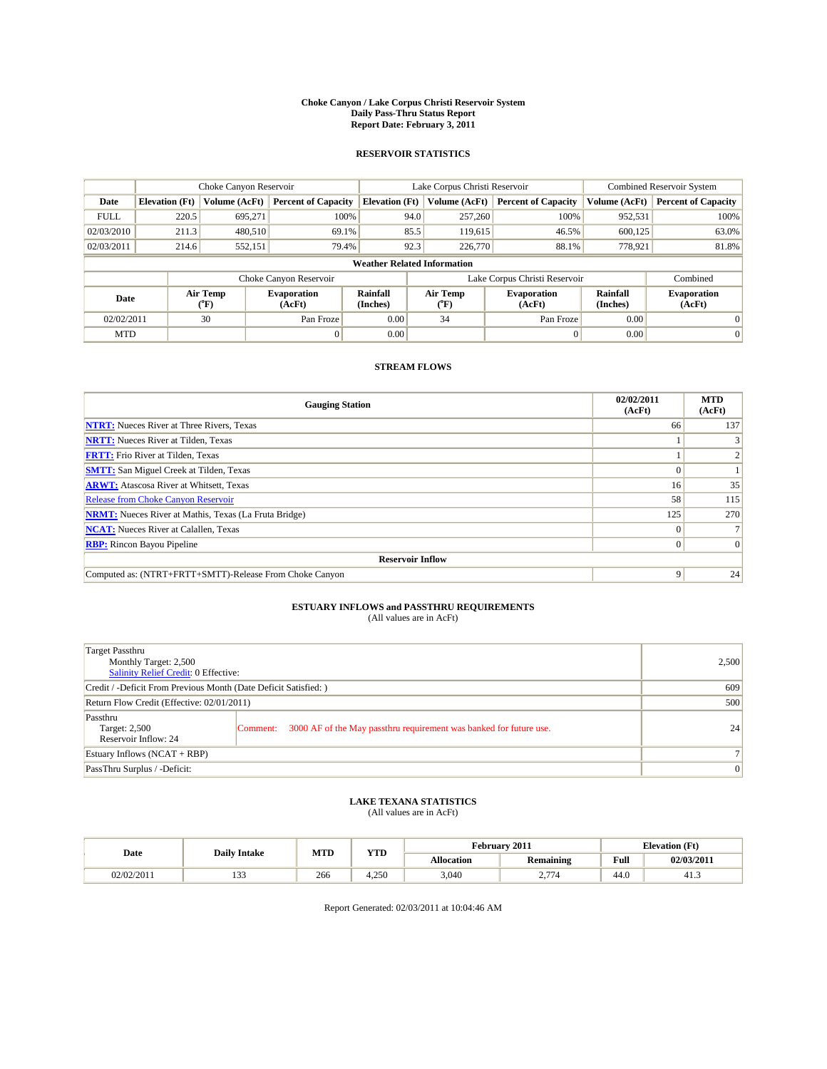# Choke Canyon / Lake Corpus Christi Reservoir System
## Daily Pass-Thru Status Report
## Report Date: February 3, 2011

### RESERVOIR STATISTICS

| | Choke Canyon Reservoir | | | Lake Corpus Christi Reservoir | | | Combined Reservoir System | |
|---|---|---|---|---|---|---|---|---|
| Date | Elevation (Ft) | Volume (AcFt) | Percent of Capacity | Elevation (Ft) | Volume (AcFt) | Percent of Capacity | Volume (AcFt) | Percent of Capacity |
| FULL | 220.5 | 695,271 | 100% | 94.0 | 257,260 | 100% | 952,531 | 100% |
| 02/03/2010 | 211.3 | 480,510 | 69.1% | 85.5 | 119,615 | 46.5% | 600,125 | 63.0% |
| 02/03/2011 | 214.6 | 552,151 | 79.4% | 92.3 | 226,770 | 88.1% | 778,921 | 81.8% |

**Weather Related Information**

| | Choke Canyon Reservoir | | | Lake Corpus Christi Reservoir | | | Combined |
|---|---|---|---|---|---|---|---|
| Date | Air Temp (°F) | Evaporation (AcFt) | Rainfall (Inches) | Air Temp (°F) | Evaporation (AcFt) | Rainfall (Inches) | Evaporation (AcFt) |
| 02/02/2011 | 30 | Pan Froze | 0.00 | 34 | Pan Froze | 0.00 | 0 |
| MTD | | 0 | 0.00 | | 0 | 0.00 | 0 |

### STREAM FLOWS

| Gauging Station | 02/02/2011 (AcFt) | MTD (AcFt) |
|---|---|---|
| NTRT: Nueces River at Three Rivers, Texas | 66 | 137 |
| NRTT: Nueces River at Tilden, Texas | 1 | 3 |
| FRTT: Frio River at Tilden, Texas | 1 | 2 |
| SMTT: San Miguel Creek at Tilden, Texas | 0 | 1 |
| ARWT: Atascosa River at Whitsett, Texas | 16 | 35 |
| Release from Choke Canyon Reservoir | 58 | 115 |
| NRMT: Nueces River at Mathis, Texas (La Fruta Bridge) | 125 | 270 |
| NCAT: Nueces River at Calallen, Texas | 0 | 7 |
| RBP: Rincon Bayou Pipeline | 0 | 0 |
| **Reservoir Inflow** | | |
| Computed as: (NTRT+FRTT+SMTT)-Release From Choke Canyon | 9 | 24 |

### ESTUARY INFLOWS and PASSTHRU REQUIREMENTS
(All values are in AcFt)

| | | |
|---|---|---|
| Target Passthru<br>Monthly Target: 2,500<br>Salinity Relief Credit: 0 Effective: | | 2,500 |
| Credit / -Deficit From Previous Month (Date Deficit Satisfied: ) | | 609 |
| Return Flow Credit (Effective: 02/01/2011) | | 500 |
| Passthru<br>Target: 2,500<br>Reservoir Inflow: 24 | Comment: 3000 AF of the May passthru requirement was banked for future use. | 24 |
| Estuary Inflows (NCAT + RBP) | | 7 |
| PassThru Surplus / -Deficit: | | 0 |

### LAKE TEXANA STATISTICS
(All values are in AcFt)

| Date | Daily Intake | MTD | YTD | February 2011 | | Elevation (Ft) | |
|---|---|---|---|---|---|---|---|
| | | | | Allocation | Remaining | Full | 02/03/2011 |
| 02/02/2011 | 133 | 266 | 4,250 | 3,040 | 2,774 | 44.0 | 41.3 |

Report Generated: 02/03/2011 at 10:04:46 AM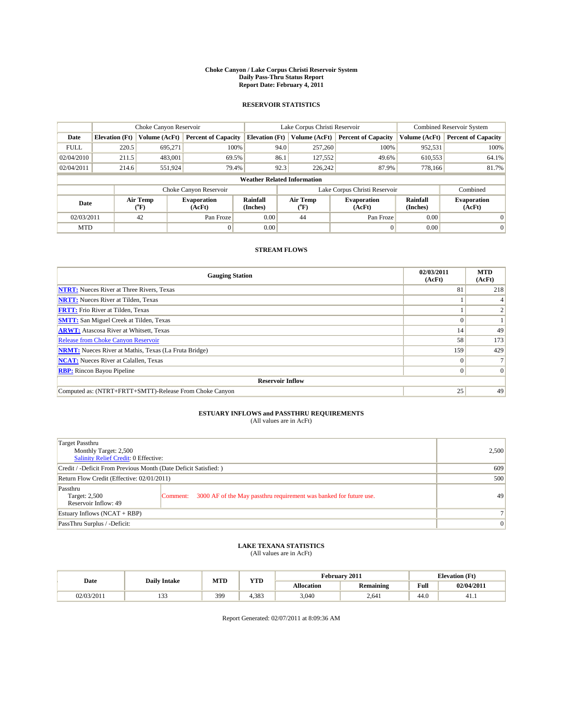# Choke Canyon / Lake Corpus Christi Reservoir System
## Daily Pass-Thru Status Report
## Report Date: February 4, 2011

### RESERVOIR STATISTICS

| | Choke Canyon Reservoir | | | Lake Corpus Christi Reservoir | | | Combined Reservoir System | |
|---|---|---|---|---|---|---|---|---|
| Date | Elevation (Ft) | Volume (AcFt) | Percent of Capacity | Elevation (Ft) | Volume (AcFt) | Percent of Capacity | Volume (AcFt) | Percent of Capacity |
| FULL | 220.5 | 695,271 | 100% | 94.0 | 257,260 | 100% | 952,531 | 100% |
| 02/04/2010 | 211.5 | 483,001 | 69.5% | 86.1 | 127,552 | 49.6% | 610,553 | 64.1% |
| 02/04/2011 | 214.6 | 551,924 | 79.4% | 92.3 | 226,242 | 87.9% | 778,166 | 81.7% |

**Weather Related Information**

| | Choke Canyon Reservoir | | | Lake Corpus Christi Reservoir | | | Combined |
|---|---|---|---|---|---|---|---|
| Date | Air Temp (°F) | Evaporation (AcFt) | Rainfall (Inches) | Air Temp (°F) | Evaporation (AcFt) | Rainfall (Inches) | Evaporation (AcFt) |
| 02/03/2011 | 42 | Pan Froze | 0.00 | 44 | Pan Froze | 0.00 | 0 |
| MTD | | 0 | 0.00 | | 0 | 0.00 | 0 |

### STREAM FLOWS

| Gauging Station | 02/03/2011 (AcFt) | MTD (AcFt) |
|---|---|---|
| NTRT: Nueces River at Three Rivers, Texas | 81 | 218 |
| NRTT: Nueces River at Tilden, Texas | 1 | 4 |
| FRTT: Frio River at Tilden, Texas | 1 | 2 |
| SMTT: San Miguel Creek at Tilden, Texas | 0 | 1 |
| ARWT: Atascosa River at Whitsett, Texas | 14 | 49 |
| Release from Choke Canyon Reservoir | 58 | 173 |
| NRMT: Nueces River at Mathis, Texas (La Fruta Bridge) | 159 | 429 |
| NCAT: Nueces River at Calallen, Texas | 0 | 7 |
| RBP: Rincon Bayou Pipeline | 0 | 0 |
| **Reservoir Inflow** | | |
| Computed as: (NTRT+FRTT+SMTT)-Release From Choke Canyon | 25 | 49 |

### ESTUARY INFLOWS and PASSTHRU REQUIREMENTS
(All values are in AcFt)

| | |
|---|---|
| Target Passthru<br>Monthly Target: 2,500<br>Salinity Relief Credit: 0 Effective: | 2,500 |
| Credit / -Deficit From Previous Month (Date Deficit Satisfied: ) | 609 |
| Return Flow Credit (Effective: 02/01/2011) | 500 |
| Passthru<br>Target: 2,500<br>Reservoir Inflow: 49<br>Comment: 3000 AF of the May passthru requirement was banked for future use. | 49 |
| Estuary Inflows (NCAT + RBP) | 7 |
| PassThru Surplus / -Deficit: | 0 |

### LAKE TEXANA STATISTICS
(All values are in AcFt)

| Date | Daily Intake | MTD | YTD | February 2011 | | Elevation (Ft) | |
|---|---|---|---|---|---|---|---|
| | | | | Allocation | Remaining | Full | 02/04/2011 |
| 02/03/2011 | 133 | 399 | 4,383 | 3,040 | 2,641 | 44.0 | 41.1 |

Report Generated: 02/07/2011 at 8:09:36 AM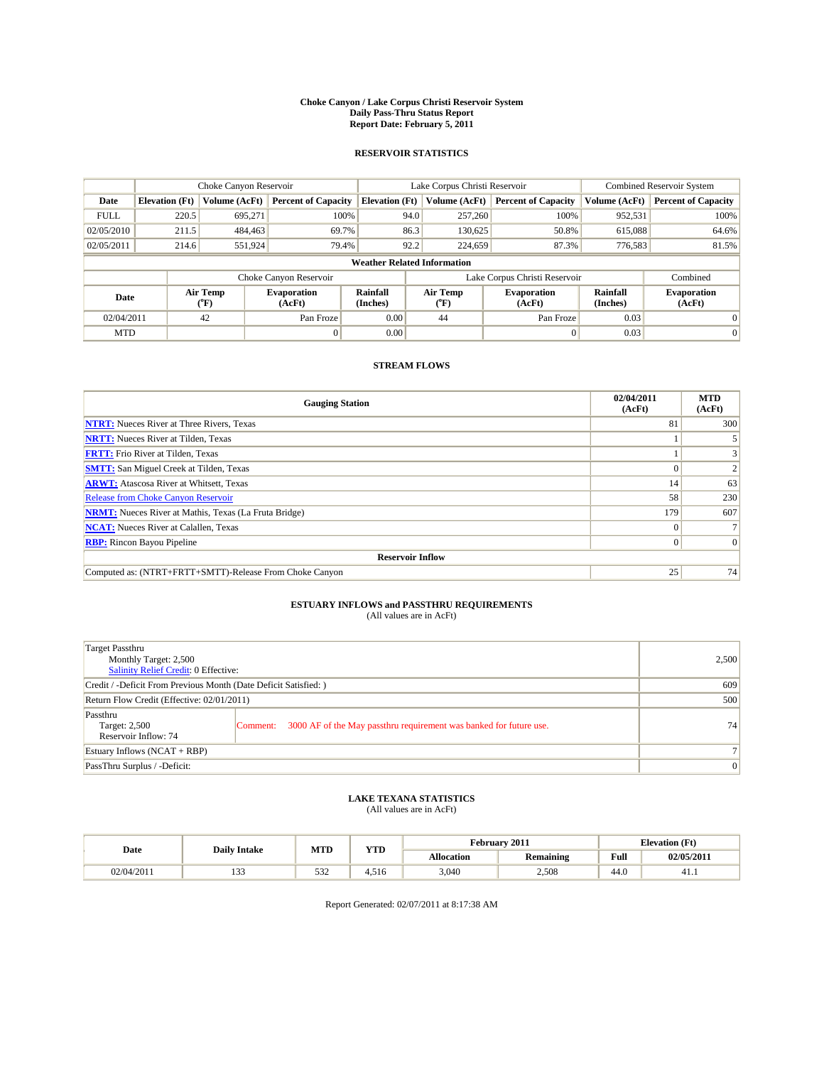# Choke Canyon / Lake Corpus Christi Reservoir System
## Daily Pass-Thru Status Report
### Report Date: February 5, 2011

## RESERVOIR STATISTICS

| | Choke Canyon Reservoir | | | Lake Corpus Christi Reservoir | | | Combined Reservoir System | |
|---|---|---|---|---|---|---|---|---|
| Date | Elevation (Ft) | Volume (AcFt) | Percent of Capacity | Elevation (Ft) | Volume (AcFt) | Percent of Capacity | Volume (AcFt) | Percent of Capacity |
| FULL | 220.5 | 695,271 | 100% | 94.0 | 257,260 | 100% | 952,531 | 100% |
| 02/05/2010 | 211.5 | 484,463 | 69.7% | 86.3 | 130,625 | 50.8% | 615,088 | 64.6% |
| 02/05/2011 | 214.6 | 551,924 | 79.4% | 92.2 | 224,659 | 87.3% | 776,583 | 81.5% |

**Weather Related Information**

| | Choke Canyon Reservoir | | | Lake Corpus Christi Reservoir | | | Combined |
|---|---|---|---|---|---|---|---|
| Date | Air Temp (°F) | Evaporation (AcFt) | Rainfall (Inches) | Air Temp (°F) | Evaporation (AcFt) | Rainfall (Inches) | Evaporation (AcFt) |
| 02/04/2011 | 42 | Pan Froze | 0.00 | 44 | Pan Froze | 0.03 | 0 |
| MTD | | 0 | 0.00 | | 0 | 0.03 | 0 |

## STREAM FLOWS

| Gauging Station | 02/04/2011 (AcFt) | MTD (AcFt) |
|---|---|---|
| **NTRT:** Nueces River at Three Rivers, Texas | 81 | 300 |
| **NRTT:** Nueces River at Tilden, Texas | 1 | 5 |
| **FRTT:** Frio River at Tilden, Texas | 1 | 3 |
| **SMTT:** San Miguel Creek at Tilden, Texas | 0 | 2 |
| **ARWT:** Atascosa River at Whitsett, Texas | 14 | 63 |
| Release from Choke Canyon Reservoir | 58 | 230 |
| **NRMT:** Nueces River at Mathis, Texas (La Fruta Bridge) | 179 | 607 |
| **NCAT:** Nueces River at Calallen, Texas | 0 | 7 |
| **RBP:** Rincon Bayou Pipeline | 0 | 0 |
| **Reservoir Inflow** | | |
| Computed as: (NTRT+FRTT+SMTT)-Release From Choke Canyon | 25 | 74 |

## ESTUARY INFLOWS and PASSTHRU REQUIREMENTS
(All values are in AcFt)

| | |
|---|---|
| Target Passthru<br>Monthly Target: 2,500<br>Salinity Relief Credit: 0 Effective: | 2,500 |
| Credit / -Deficit From Previous Month (Date Deficit Satisfied: ) | 609 |
| Return Flow Credit (Effective: 02/01/2011) | 500 |
| Passthru<br>Target: 2,500<br>Reservoir Inflow: 74<br>Comment: 3000 AF of the May passthru requirement was banked for future use. | 74 |
| Estuary Inflows (NCAT + RBP) | 7 |
| PassThru Surplus / -Deficit: | 0 |

## LAKE TEXANA STATISTICS
(All values are in AcFt)

| Date | Daily Intake | MTD | YTD | February 2011 | | Elevation (Ft) | |
|---|---|---|---|---|---|---|---|
| | | | | Allocation | Remaining | Full | 02/05/2011 |
| 02/04/2011 | 133 | 532 | 4,516 | 3,040 | 2,508 | 44.0 | 41.1 |

Report Generated: 02/07/2011 at 8:17:38 AM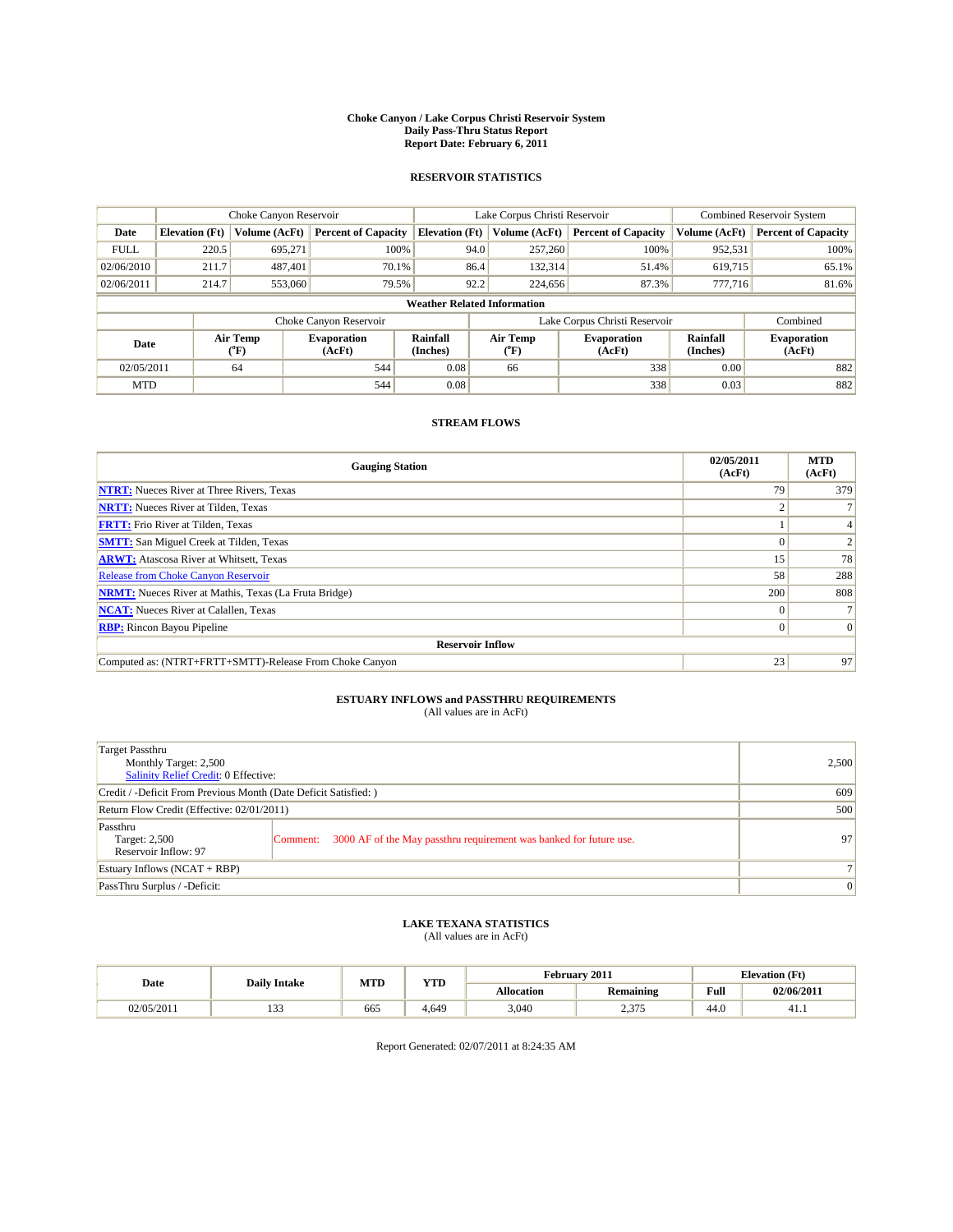# Choke Canyon / Lake Corpus Christi Reservoir System
## Daily Pass-Thru Status Report
### Report Date: February 6, 2011

## RESERVOIR STATISTICS

| | Choke Canyon Reservoir | | | Lake Corpus Christi Reservoir | | | Combined Reservoir System | |
|---|---|---|---|---|---|---|---|---|
| Date | Elevation (Ft) | Volume (AcFt) | Percent of Capacity | Elevation (Ft) | Volume (AcFt) | Percent of Capacity | Volume (AcFt) | Percent of Capacity |
| FULL | 220.5 | 695,271 | 100% | 94.0 | 257,260 | 100% | 952,531 | 100% |
| 02/06/2010 | 211.7 | 487,401 | 70.1% | 86.4 | 132,314 | 51.4% | 619,715 | 65.1% |
| 02/06/2011 | 214.7 | 553,060 | 79.5% | 92.2 | 224,656 | 87.3% | 777,716 | 81.6% |

**Weather Related Information**

| | Choke Canyon Reservoir | | | Lake Corpus Christi Reservoir | | | Combined |
|---|---|---|---|---|---|---|---|
| Date | Air Temp (°F) | Evaporation (AcFt) | Rainfall (Inches) | Air Temp (°F) | Evaporation (AcFt) | Rainfall (Inches) | Evaporation (AcFt) |
| 02/05/2011 | 64 | 544 | 0.08 | 66 | 338 | 0.00 | 882 |
| MTD | | 544 | 0.08 | | 338 | 0.03 | 882 |

## STREAM FLOWS

| Gauging Station | 02/05/2011 (AcFt) | MTD (AcFt) |
|---|---|---|
| NTRT: Nueces River at Three Rivers, Texas | 79 | 379 |
| NRTT: Nueces River at Tilden, Texas | 2 | 7 |
| FRTT: Frio River at Tilden, Texas | 1 | 4 |
| SMTT: San Miguel Creek at Tilden, Texas | 0 | 2 |
| ARWT: Atascosa River at Whitsett, Texas | 15 | 78 |
| Release from Choke Canyon Reservoir | 58 | 288 |
| NRMT: Nueces River at Mathis, Texas (La Fruta Bridge) | 200 | 808 |
| NCAT: Nueces River at Calallen, Texas | 0 | 7 |
| RBP: Rincon Bayou Pipeline | 0 | 0 |
| **Reservoir Inflow** | | |
| Computed as: (NTRT+FRTT+SMTT)-Release From Choke Canyon | 23 | 97 |

## ESTUARY INFLOWS and PASSTHRU REQUIREMENTS
(All values are in AcFt)

| | |
|---|---|
| Target Passthru<br>Monthly Target: 2,500<br>Salinity Relief Credit: 0 Effective: | 2,500 |
| Credit / -Deficit From Previous Month (Date Deficit Satisfied: ) | 609 |
| Return Flow Credit (Effective: 02/01/2011) | 500 |
| Passthru<br>Target: 2,500<br>Reservoir Inflow: 97 — Comment: 3000 AF of the May passthru requirement was banked for future use. | 97 |
| Estuary Inflows (NCAT + RBP) | 7 |
| PassThru Surplus / -Deficit: | 0 |

## LAKE TEXANA STATISTICS
(All values are in AcFt)

| Date | Daily Intake | MTD | YTD | February 2011 | | Elevation (Ft) | |
|---|---|---|---|---|---|---|---|
| | | | | Allocation | Remaining | Full | 02/06/2011 |
| 02/05/2011 | 133 | 665 | 4,649 | 3,040 | 2,375 | 44.0 | 41.1 |

Report Generated: 02/07/2011 at 8:24:35 AM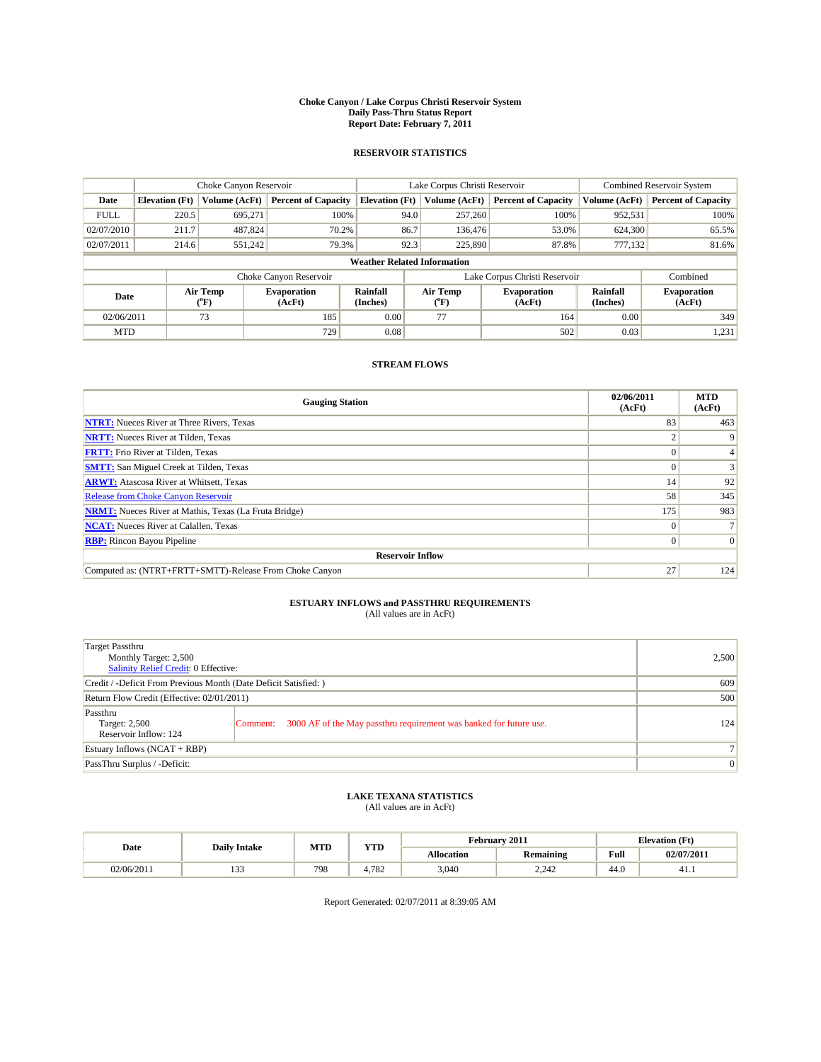# Choke Canyon / Lake Corpus Christi Reservoir System
## Daily Pass-Thru Status Report
## Report Date: February 7, 2011

### RESERVOIR STATISTICS

| | Choke Canyon Reservoir | | | Lake Corpus Christi Reservoir | | | Combined Reservoir System | |
|---|---|---|---|---|---|---|---|---|
| Date | Elevation (Ft) | Volume (AcFt) | Percent of Capacity | Elevation (Ft) | Volume (AcFt) | Percent of Capacity | Volume (AcFt) | Percent of Capacity |
| FULL | 220.5 | 695,271 | 100% | 94.0 | 257,260 | 100% | 952,531 | 100% |
| 02/07/2010 | 211.7 | 487,824 | 70.2% | 86.7 | 136,476 | 53.0% | 624,300 | 65.5% |
| 02/07/2011 | 214.6 | 551,242 | 79.3% | 92.3 | 225,890 | 87.8% | 777,132 | 81.6% |

**Weather Related Information**

| | Choke Canyon Reservoir | | | Lake Corpus Christi Reservoir | | | Combined |
|---|---|---|---|---|---|---|---|
| Date | Air Temp (°F) | Evaporation (AcFt) | Rainfall (Inches) | Air Temp (°F) | Evaporation (AcFt) | Rainfall (Inches) | Evaporation (AcFt) |
| 02/06/2011 | 73 | 185 | 0.00 | 77 | 164 | 0.00 | 349 |
| MTD | | 729 | 0.08 | | 502 | 0.03 | 1,231 |

### STREAM FLOWS

| Gauging Station | 02/06/2011 (AcFt) | MTD (AcFt) |
|---|---|---|
| NTRT: Nueces River at Three Rivers, Texas | 83 | 463 |
| NRTT: Nueces River at Tilden, Texas | 2 | 9 |
| FRTT: Frio River at Tilden, Texas | 0 | 4 |
| SMTT: San Miguel Creek at Tilden, Texas | 0 | 3 |
| ARWT: Atascosa River at Whitsett, Texas | 14 | 92 |
| Release from Choke Canyon Reservoir | 58 | 345 |
| NRMT: Nueces River at Mathis, Texas (La Fruta Bridge) | 175 | 983 |
| NCAT: Nueces River at Calallen, Texas | 0 | 7 |
| RBP: Rincon Bayou Pipeline | 0 | 0 |
| **Reservoir Inflow** | | |
| Computed as: (NTRT+FRTT+SMTT)-Release From Choke Canyon | 27 | 124 |

### ESTUARY INFLOWS and PASSTHRU REQUIREMENTS
(All values are in AcFt)

| | |
|---|---|
| Target Passthru<br>Monthly Target: 2,500<br>Salinity Relief Credit: 0 Effective: | 2,500 |
| Credit / -Deficit From Previous Month (Date Deficit Satisfied: ) | 609 |
| Return Flow Credit (Effective: 02/01/2011) | 500 |
| Passthru<br>Target: 2,500<br>Reservoir Inflow: 124 — Comment: 3000 AF of the May passthru requirement was banked for future use. | 124 |
| Estuary Inflows (NCAT + RBP) | 7 |
| PassThru Surplus / -Deficit: | 0 |

### LAKE TEXANA STATISTICS
(All values are in AcFt)

| Date | Daily Intake | MTD | YTD | February 2011 | | Elevation (Ft) | |
|---|---|---|---|---|---|---|---|
| | | | | Allocation | Remaining | Full | 02/07/2011 |
| 02/06/2011 | 133 | 798 | 4,782 | 3,040 | 2,242 | 44.0 | 41.1 |

Report Generated: 02/07/2011 at 8:39:05 AM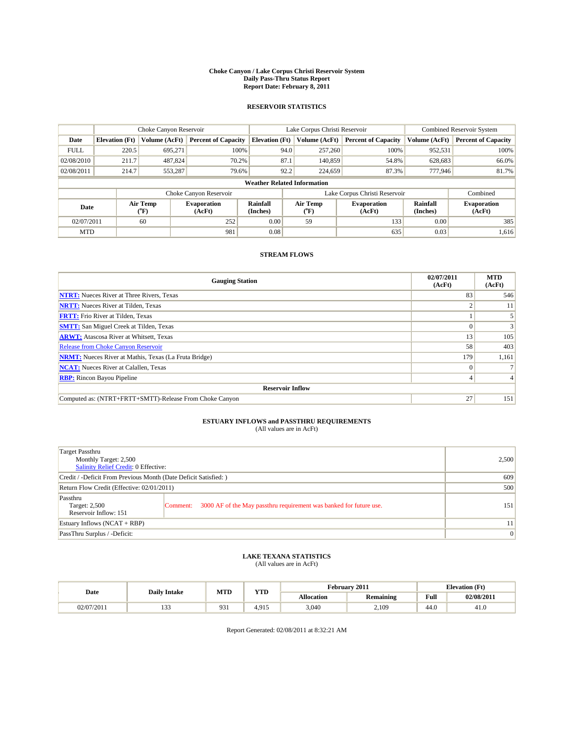# Choke Canyon / Lake Corpus Christi Reservoir System
## Daily Pass-Thru Status Report
### Report Date: February 8, 2011

## RESERVOIR STATISTICS

| | Choke Canyon Reservoir | | | Lake Corpus Christi Reservoir | | | Combined Reservoir System | |
|---|---|---|---|---|---|---|---|---|
| Date | Elevation (Ft) | Volume (AcFt) | Percent of Capacity | Elevation (Ft) | Volume (AcFt) | Percent of Capacity | Volume (AcFt) | Percent of Capacity |
| FULL | 220.5 | 695,271 | 100% | 94.0 | 257,260 | 100% | 952,531 | 100% |
| 02/08/2010 | 211.7 | 487,824 | 70.2% | 87.1 | 140,859 | 54.8% | 628,683 | 66.0% |
| 02/08/2011 | 214.7 | 553,287 | 79.6% | 92.2 | 224,659 | 87.3% | 777,946 | 81.7% |

**Weather Related Information**

| | Choke Canyon Reservoir | | | Lake Corpus Christi Reservoir | | | Combined |
|---|---|---|---|---|---|---|---|
| Date | Air Temp (°F) | Evaporation (AcFt) | Rainfall (Inches) | Air Temp (°F) | Evaporation (AcFt) | Rainfall (Inches) | Evaporation (AcFt) |
| 02/07/2011 | 60 | 252 | 0.00 | 59 | 133 | 0.00 | 385 |
| MTD | | 981 | 0.08 | | 635 | 0.03 | 1,616 |

## STREAM FLOWS

| Gauging Station | 02/07/2011 (AcFt) | MTD (AcFt) |
|---|---|---|
| NTRT: Nueces River at Three Rivers, Texas | 83 | 546 |
| NRTT: Nueces River at Tilden, Texas | 2 | 11 |
| FRTT: Frio River at Tilden, Texas | 1 | 5 |
| SMTT: San Miguel Creek at Tilden, Texas | 0 | 3 |
| ARWT: Atascosa River at Whitsett, Texas | 13 | 105 |
| Release from Choke Canyon Reservoir | 58 | 403 |
| NRMT: Nueces River at Mathis, Texas (La Fruta Bridge) | 179 | 1,161 |
| NCAT: Nueces River at Calallen, Texas | 0 | 7 |
| RBP: Rincon Bayou Pipeline | 4 | 4 |
| **Reservoir Inflow** | | |
| Computed as: (NTRT+FRTT+SMTT)-Release From Choke Canyon | 27 | 151 |

## ESTUARY INFLOWS and PASSTHRU REQUIREMENTS
(All values are in AcFt)

| | | |
|---|---|---|
| Target Passthru<br>Monthly Target: 2,500<br>Salinity Relief Credit: 0 Effective: | | 2,500 |
| Credit / -Deficit From Previous Month (Date Deficit Satisfied: ) | | 609 |
| Return Flow Credit (Effective: 02/01/2011) | | 500 |
| Passthru<br>Target: 2,500<br>Reservoir Inflow: 151 | Comment: 3000 AF of the May passthru requirement was banked for future use. | 151 |
| Estuary Inflows (NCAT + RBP) | | 11 |
| PassThru Surplus / -Deficit: | | 0 |

## LAKE TEXANA STATISTICS
(All values are in AcFt)

| Date | Daily Intake | MTD | YTD | February 2011 | | Elevation (Ft) | |
|---|---|---|---|---|---|---|---|
| | | | | Allocation | Remaining | Full | 02/08/2011 |
| 02/07/2011 | 133 | 931 | 4,915 | 3,040 | 2,109 | 44.0 | 41.0 |

Report Generated: 02/08/2011 at 8:32:21 AM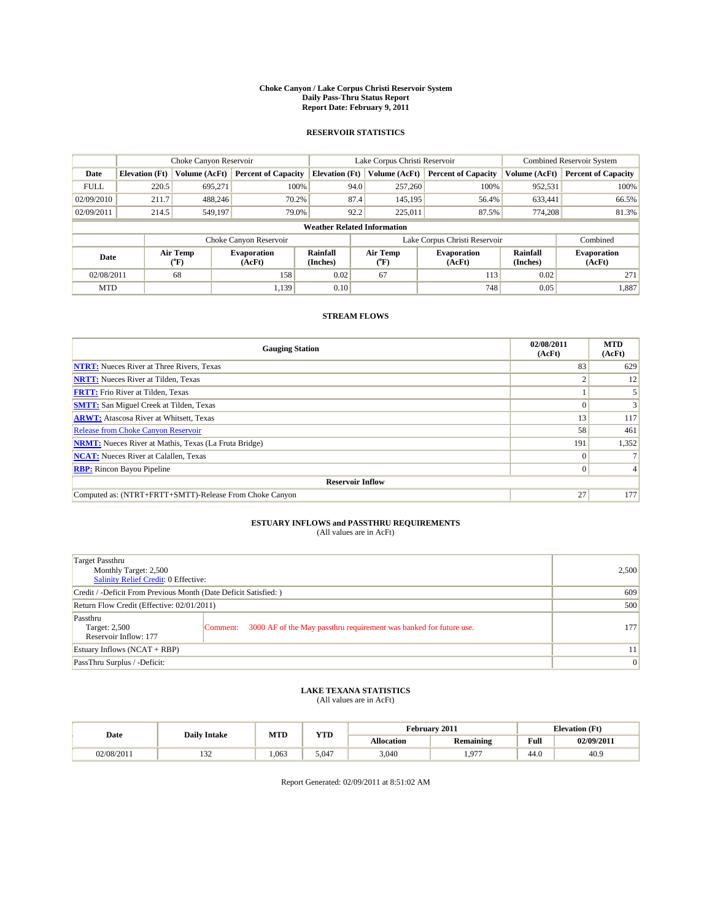**Choke Canyon / Lake Corpus Christi Reservoir System**
**Daily Pass-Thru Status Report**
**Report Date: February 9, 2011**

## RESERVOIR STATISTICS

| | Choke Canyon Reservoir | | | Lake Corpus Christi Reservoir | | | Combined Reservoir System | |
|---|---|---|---|---|---|---|---|---|
| Date | Elevation (Ft) | Volume (AcFt) | Percent of Capacity | Elevation (Ft) | Volume (AcFt) | Percent of Capacity | Volume (AcFt) | Percent of Capacity |
| FULL | 220.5 | 695,271 | 100% | 94.0 | 257,260 | 100% | 952,531 | 100% |
| 02/09/2010 | 211.7 | 488,246 | 70.2% | 87.4 | 145,195 | 56.4% | 633,441 | 66.5% |
| 02/09/2011 | 214.5 | 549,197 | 79.0% | 92.2 | 225,011 | 87.5% | 774,208 | 81.3% |

**Weather Related Information**

| | Choke Canyon Reservoir | | | Lake Corpus Christi Reservoir | | | Combined |
|---|---|---|---|---|---|---|---|
| Date | Air Temp (°F) | Evaporation (AcFt) | Rainfall (Inches) | Air Temp (°F) | Evaporation (AcFt) | Rainfall (Inches) | Evaporation (AcFt) |
| 02/08/2011 | 68 | 158 | 0.02 | 67 | 113 | 0.02 | 271 |
| MTD | | 1,139 | 0.10 | | 748 | 0.05 | 1,887 |

## STREAM FLOWS

| Gauging Station | 02/08/2011 (AcFt) | MTD (AcFt) |
|---|---|---|
| NTRT: Nueces River at Three Rivers, Texas | 83 | 629 |
| NRTT: Nueces River at Tilden, Texas | 2 | 12 |
| FRTT: Frio River at Tilden, Texas | 1 | 5 |
| SMTT: San Miguel Creek at Tilden, Texas | 0 | 3 |
| ARWT: Atascosa River at Whitsett, Texas | 13 | 117 |
| Release from Choke Canyon Reservoir | 58 | 461 |
| NRMT: Nueces River at Mathis, Texas (La Fruta Bridge) | 191 | 1,352 |
| NCAT: Nueces River at Calallen, Texas | 0 | 7 |
| RBP: Rincon Bayou Pipeline | 0 | 4 |
| **Reservoir Inflow** | | |
| Computed as: (NTRT+FRTT+SMTT)-Release From Choke Canyon | 27 | 177 |

## ESTUARY INFLOWS and PASSTHRU REQUIREMENTS
(All values are in AcFt)

| | |
|---|---|
| Target Passthru<br>Monthly Target: 2,500<br>Salinity Relief Credit: 0 Effective: | 2,500 |
| Credit / -Deficit From Previous Month (Date Deficit Satisfied: ) | 609 |
| Return Flow Credit (Effective: 02/01/2011) | 500 |
| Passthru<br>Target: 2,500<br>Reservoir Inflow: 177<br>Comment: 3000 AF of the May passthru requirement was banked for future use. | 177 |
| Estuary Inflows (NCAT + RBP) | 11 |
| PassThru Surplus / -Deficit: | 0 |

## LAKE TEXANA STATISTICS
(All values are in AcFt)

| Date | Daily Intake | MTD | YTD | February 2011 | | Elevation (Ft) | |
|---|---|---|---|---|---|---|---|
| | | | | Allocation | Remaining | Full | 02/09/2011 |
| 02/08/2011 | 132 | 1,063 | 5,047 | 3,040 | 1,977 | 44.0 | 40.9 |

Report Generated: 02/09/2011 at 8:51:02 AM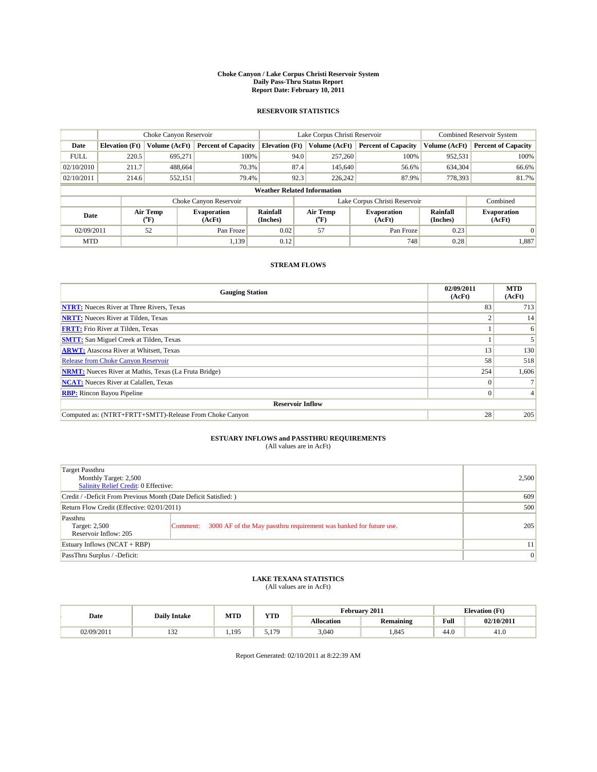# Choke Canyon / Lake Corpus Christi Reservoir System
## Daily Pass-Thru Status Report
### Report Date: February 10, 2011

## RESERVOIR STATISTICS

| | Choke Canyon Reservoir | | | Lake Corpus Christi Reservoir | | | Combined Reservoir System | |
|---|---|---|---|---|---|---|---|---|
| Date | Elevation (Ft) | Volume (AcFt) | Percent of Capacity | Elevation (Ft) | Volume (AcFt) | Percent of Capacity | Volume (AcFt) | Percent of Capacity |
| FULL | 220.5 | 695,271 | 100% | 94.0 | 257,260 | 100% | 952,531 | 100% |
| 02/10/2010 | 211.7 | 488,664 | 70.3% | 87.4 | 145,640 | 56.6% | 634,304 | 66.6% |
| 02/10/2011 | 214.6 | 552,151 | 79.4% | 92.3 | 226,242 | 87.9% | 778,393 | 81.7% |

**Weather Related Information**

| | Choke Canyon Reservoir | | | Lake Corpus Christi Reservoir | | | Combined |
|---|---|---|---|---|---|---|---|
| Date | Air Temp (°F) | Evaporation (AcFt) | Rainfall (Inches) | Air Temp (°F) | Evaporation (AcFt) | Rainfall (Inches) | Evaporation (AcFt) |
| 02/09/2011 | 52 | Pan Froze | 0.02 | 57 | Pan Froze | 0.23 | 0 |
| MTD | | 1,139 | 0.12 | | 748 | 0.28 | 1,887 |

## STREAM FLOWS

| Gauging Station | 02/09/2011 (AcFt) | MTD (AcFt) |
|---|---|---|
| NTRT: Nueces River at Three Rivers, Texas | 83 | 713 |
| NRTT: Nueces River at Tilden, Texas | 2 | 14 |
| FRTT: Frio River at Tilden, Texas | 1 | 6 |
| SMTT: San Miguel Creek at Tilden, Texas | 1 | 5 |
| ARWT: Atascosa River at Whitsett, Texas | 13 | 130 |
| Release from Choke Canyon Reservoir | 58 | 518 |
| NRMT: Nueces River at Mathis, Texas (La Fruta Bridge) | 254 | 1,606 |
| NCAT: Nueces River at Calallen, Texas | 0 | 7 |
| RBP: Rincon Bayou Pipeline | 0 | 4 |
| **Reservoir Inflow** | | |
| Computed as: (NTRT+FRTT+SMTT)-Release From Choke Canyon | 28 | 205 |

## ESTUARY INFLOWS and PASSTHRU REQUIREMENTS
(All values are in AcFt)

| | | |
|---|---|---|
| Target Passthru<br>Monthly Target: 2,500<br>Salinity Relief Credit: 0 Effective: | | 2,500 |
| Credit / -Deficit From Previous Month (Date Deficit Satisfied: ) | | 609 |
| Return Flow Credit (Effective: 02/01/2011) | | 500 |
| Passthru<br>Target: 2,500<br>Reservoir Inflow: 205 | Comment: 3000 AF of the May passthru requirement was banked for future use. | 205 |
| Estuary Inflows (NCAT + RBP) | | 11 |
| PassThru Surplus / -Deficit: | | 0 |

## LAKE TEXANA STATISTICS
(All values are in AcFt)

| Date | Daily Intake | MTD | YTD | February 2011 | | Elevation (Ft) | |
|---|---|---|---|---|---|---|---|
| | | | | Allocation | Remaining | Full | 02/10/2011 |
| 02/09/2011 | 132 | 1,195 | 5,179 | 3,040 | 1,845 | 44.0 | 41.0 |

Report Generated: 02/10/2011 at 8:22:39 AM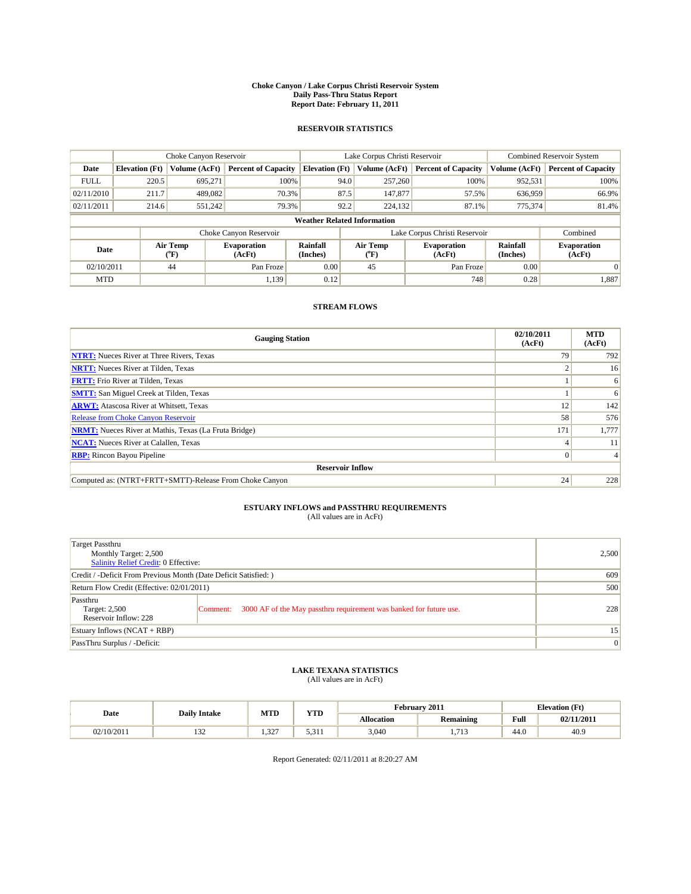# Choke Canyon / Lake Corpus Christi Reservoir System
## Daily Pass-Thru Status Report
## Report Date: February 11, 2011

### RESERVOIR STATISTICS

| | Choke Canyon Reservoir | | | Lake Corpus Christi Reservoir | | | Combined Reservoir System | |
|---|---|---|---|---|---|---|---|---|
| Date | Elevation (Ft) | Volume (AcFt) | Percent of Capacity | Elevation (Ft) | Volume (AcFt) | Percent of Capacity | Volume (AcFt) | Percent of Capacity |
| FULL | 220.5 | 695,271 | 100% | 94.0 | 257,260 | 100% | 952,531 | 100% |
| 02/11/2010 | 211.7 | 489,082 | 70.3% | 87.5 | 147,877 | 57.5% | 636,959 | 66.9% |
| 02/11/2011 | 214.6 | 551,242 | 79.3% | 92.2 | 224,132 | 87.1% | 775,374 | 81.4% |

**Weather Related Information**

| | Choke Canyon Reservoir | | | Lake Corpus Christi Reservoir | | | Combined |
|---|---|---|---|---|---|---|---|
| Date | Air Temp (°F) | Evaporation (AcFt) | Rainfall (Inches) | Air Temp (°F) | Evaporation (AcFt) | Rainfall (Inches) | Evaporation (AcFt) |
| 02/10/2011 | 44 | Pan Froze | 0.00 | 45 | Pan Froze | 0.00 | 0 |
| MTD | | 1,139 | 0.12 | | 748 | 0.28 | 1,887 |

### STREAM FLOWS

| Gauging Station | 02/10/2011 (AcFt) | MTD (AcFt) |
|---|---|---|
| NTRT: Nueces River at Three Rivers, Texas | 79 | 792 |
| NRTT: Nueces River at Tilden, Texas | 2 | 16 |
| FRTT: Frio River at Tilden, Texas | 1 | 6 |
| SMTT: San Miguel Creek at Tilden, Texas | 1 | 6 |
| ARWT: Atascosa River at Whitsett, Texas | 12 | 142 |
| Release from Choke Canyon Reservoir | 58 | 576 |
| NRMT: Nueces River at Mathis, Texas (La Fruta Bridge) | 171 | 1,777 |
| NCAT: Nueces River at Calallen, Texas | 4 | 11 |
| RBP: Rincon Bayou Pipeline | 0 | 4 |
| **Reservoir Inflow** | | |
| Computed as: (NTRT+FRTT+SMTT)-Release From Choke Canyon | 24 | 228 |

### ESTUARY INFLOWS and PASSTHRU REQUIREMENTS
(All values are in AcFt)

| | |
|---|---|
| Target Passthru<br>Monthly Target: 2,500<br>Salinity Relief Credit: 0 Effective: | 2,500 |
| Credit / -Deficit From Previous Month (Date Deficit Satisfied: ) | 609 |
| Return Flow Credit (Effective: 02/01/2011) | 500 |
| Passthru<br>Target: 2,500<br>Reservoir Inflow: 228<br>Comment: 3000 AF of the May passthru requirement was banked for future use. | 228 |
| Estuary Inflows (NCAT + RBP) | 15 |
| PassThru Surplus / -Deficit: | 0 |

### LAKE TEXANA STATISTICS
(All values are in AcFt)

| Date | Daily Intake | MTD | YTD | February 2011 | | Elevation (Ft) | |
|---|---|---|---|---|---|---|---|
| | | | | Allocation | Remaining | Full | 02/11/2011 |
| 02/10/2011 | 132 | 1,327 | 5,311 | 3,040 | 1,713 | 44.0 | 40.9 |

Report Generated: 02/11/2011 at 8:20:27 AM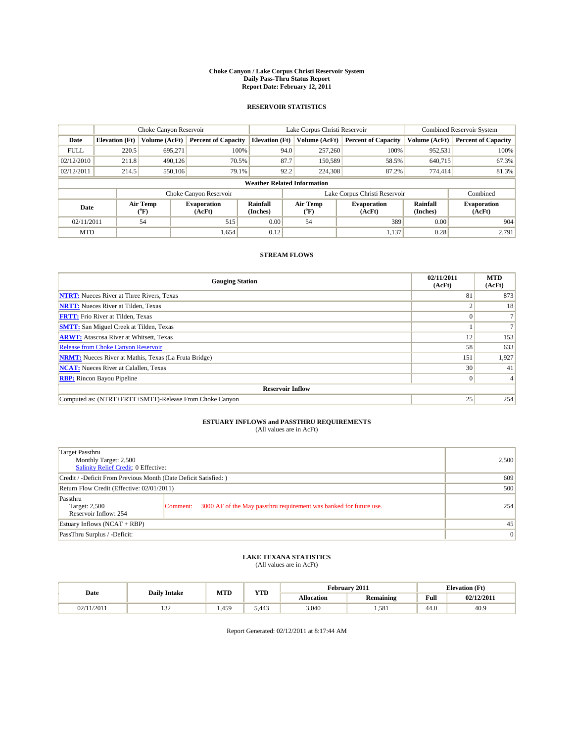# Choke Canyon / Lake Corpus Christi Reservoir System
## Daily Pass-Thru Status Report
## Report Date: February 12, 2011

### RESERVOIR STATISTICS

| | Choke Canyon Reservoir | | | Lake Corpus Christi Reservoir | | | Combined Reservoir System | |
|---|---|---|---|---|---|---|---|---|
| Date | Elevation (Ft) | Volume (AcFt) | Percent of Capacity | Elevation (Ft) | Volume (AcFt) | Percent of Capacity | Volume (AcFt) | Percent of Capacity |
| FULL | 220.5 | 695,271 | 100% | 94.0 | 257,260 | 100% | 952,531 | 100% |
| 02/12/2010 | 211.8 | 490,126 | 70.5% | 87.7 | 150,589 | 58.5% | 640,715 | 67.3% |
| 02/12/2011 | 214.5 | 550,106 | 79.1% | 92.2 | 224,308 | 87.2% | 774,414 | 81.3% |

**Weather Related Information**

| | Choke Canyon Reservoir | | | Lake Corpus Christi Reservoir | | | Combined |
|---|---|---|---|---|---|---|---|
| Date | Air Temp (°F) | Evaporation (AcFt) | Rainfall (Inches) | Air Temp (°F) | Evaporation (AcFt) | Rainfall (Inches) | Evaporation (AcFt) |
| 02/11/2011 | 54 | 515 | 0.00 | 54 | 389 | 0.00 | 904 |
| MTD | | 1,654 | 0.12 | | 1,137 | 0.28 | 2,791 |

### STREAM FLOWS

| Gauging Station | 02/11/2011 (AcFt) | MTD (AcFt) |
|---|---|---|
| NTRT: Nueces River at Three Rivers, Texas | 81 | 873 |
| NRTT: Nueces River at Tilden, Texas | 2 | 18 |
| FRTT: Frio River at Tilden, Texas | 0 | 7 |
| SMTT: San Miguel Creek at Tilden, Texas | 1 | 7 |
| ARWT: Atascosa River at Whitsett, Texas | 12 | 153 |
| Release from Choke Canyon Reservoir | 58 | 633 |
| NRMT: Nueces River at Mathis, Texas (La Fruta Bridge) | 151 | 1,927 |
| NCAT: Nueces River at Calallen, Texas | 30 | 41 |
| RBP: Rincon Bayou Pipeline | 0 | 4 |
| **Reservoir Inflow** | | |
| Computed as: (NTRT+FRTT+SMTT)-Release From Choke Canyon | 25 | 254 |

### ESTUARY INFLOWS and PASSTHRU REQUIREMENTS
(All values are in AcFt)

| | |
|---|---|
| Target Passthru<br>Monthly Target: 2,500<br>Salinity Relief Credit: 0 Effective: | 2,500 |
| Credit / -Deficit From Previous Month (Date Deficit Satisfied: ) | 609 |
| Return Flow Credit (Effective: 02/01/2011) | 500 |
| Passthru<br>Target: 2,500<br>Reservoir Inflow: 254<br>Comment: 3000 AF of the May passthru requirement was banked for future use. | 254 |
| Estuary Inflows (NCAT + RBP) | 45 |
| PassThru Surplus / -Deficit: | 0 |

### LAKE TEXANA STATISTICS
(All values are in AcFt)

| Date | Daily Intake | MTD | YTD | February 2011 | | Elevation (Ft) | |
|---|---|---|---|---|---|---|---|
| | | | | Allocation | Remaining | Full | 02/12/2011 |
| 02/11/2011 | 132 | 1,459 | 5,443 | 3,040 | 1,581 | 44.0 | 40.9 |

Report Generated: 02/12/2011 at 8:17:44 AM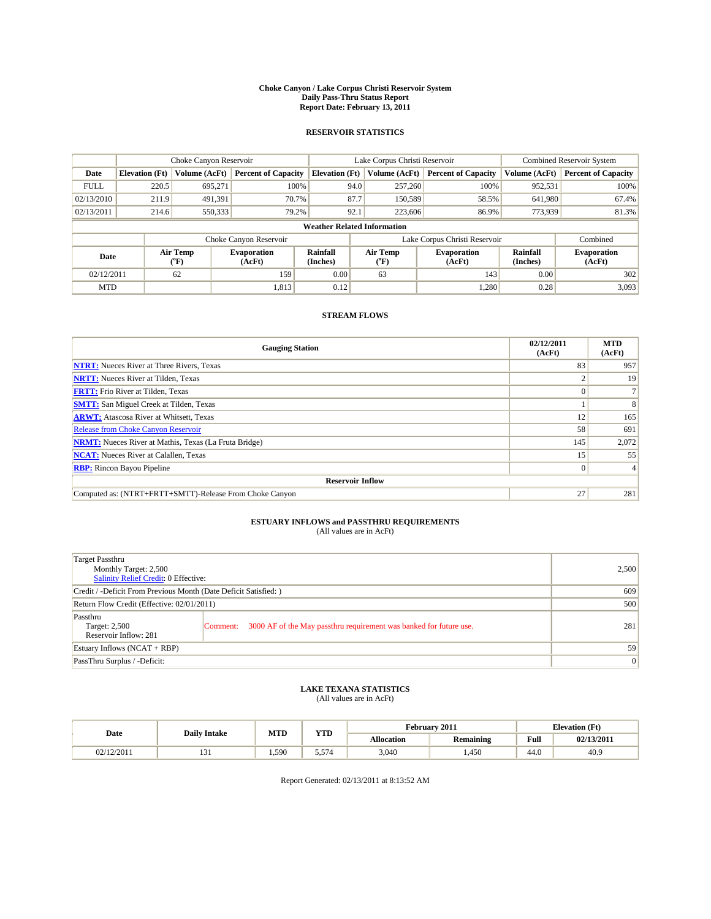# Choke Canyon / Lake Corpus Christi Reservoir System
## Daily Pass-Thru Status Report
## Report Date: February 13, 2011

### RESERVOIR STATISTICS

| | Choke Canyon Reservoir | | | Lake Corpus Christi Reservoir | | | Combined Reservoir System | |
|---|---|---|---|---|---|---|---|---|
| Date | Elevation (Ft) | Volume (AcFt) | Percent of Capacity | Elevation (Ft) | Volume (AcFt) | Percent of Capacity | Volume (AcFt) | Percent of Capacity |
| FULL | 220.5 | 695,271 | 100% | 94.0 | 257,260 | 100% | 952,531 | 100% |
| 02/13/2010 | 211.9 | 491,391 | 70.7% | 87.7 | 150,589 | 58.5% | 641,980 | 67.4% |
| 02/13/2011 | 214.6 | 550,333 | 79.2% | 92.1 | 223,606 | 86.9% | 773,939 | 81.3% |

**Weather Related Information**

| | Choke Canyon Reservoir | | | Lake Corpus Christi Reservoir | | | Combined |
|---|---|---|---|---|---|---|---|
| Date | Air Temp (°F) | Evaporation (AcFt) | Rainfall (Inches) | Air Temp (°F) | Evaporation (AcFt) | Rainfall (Inches) | Evaporation (AcFt) |
| 02/12/2011 | 62 | 159 | 0.00 | 63 | 143 | 0.00 | 302 |
| MTD | | 1,813 | 0.12 | | 1,280 | 0.28 | 3,093 |

### STREAM FLOWS

| Gauging Station | 02/12/2011 (AcFt) | MTD (AcFt) |
|---|---|---|
| NTRT: Nueces River at Three Rivers, Texas | 83 | 957 |
| NRTT: Nueces River at Tilden, Texas | 2 | 19 |
| FRTT: Frio River at Tilden, Texas | 0 | 7 |
| SMTT: San Miguel Creek at Tilden, Texas | 1 | 8 |
| ARWT: Atascosa River at Whitsett, Texas | 12 | 165 |
| Release from Choke Canyon Reservoir | 58 | 691 |
| NRMT: Nueces River at Mathis, Texas (La Fruta Bridge) | 145 | 2,072 |
| NCAT: Nueces River at Calallen, Texas | 15 | 55 |
| RBP: Rincon Bayou Pipeline | 0 | 4 |
| **Reservoir Inflow** | | |
| Computed as: (NTRT+FRTT+SMTT)-Release From Choke Canyon | 27 | 281 |

### ESTUARY INFLOWS and PASSTHRU REQUIREMENTS
(All values are in AcFt)

| | | |
|---|---|---|
| Target Passthru<br>Monthly Target: 2,500<br>Salinity Relief Credit: 0 Effective: | | 2,500 |
| Credit / -Deficit From Previous Month (Date Deficit Satisfied: ) | | 609 |
| Return Flow Credit (Effective: 02/01/2011) | | 500 |
| Passthru<br>Target: 2,500<br>Reservoir Inflow: 281 | Comment: 3000 AF of the May passthru requirement was banked for future use. | 281 |
| Estuary Inflows (NCAT + RBP) | | 59 |
| PassThru Surplus / -Deficit: | | 0 |

### LAKE TEXANA STATISTICS
(All values are in AcFt)

| Date | Daily Intake | MTD | YTD | February 2011 | | Elevation (Ft) | |
|---|---|---|---|---|---|---|---|
| | | | | Allocation | Remaining | Full | 02/13/2011 |
| 02/12/2011 | 131 | 1,590 | 5,574 | 3,040 | 1,450 | 44.0 | 40.9 |

Report Generated: 02/13/2011 at 8:13:52 AM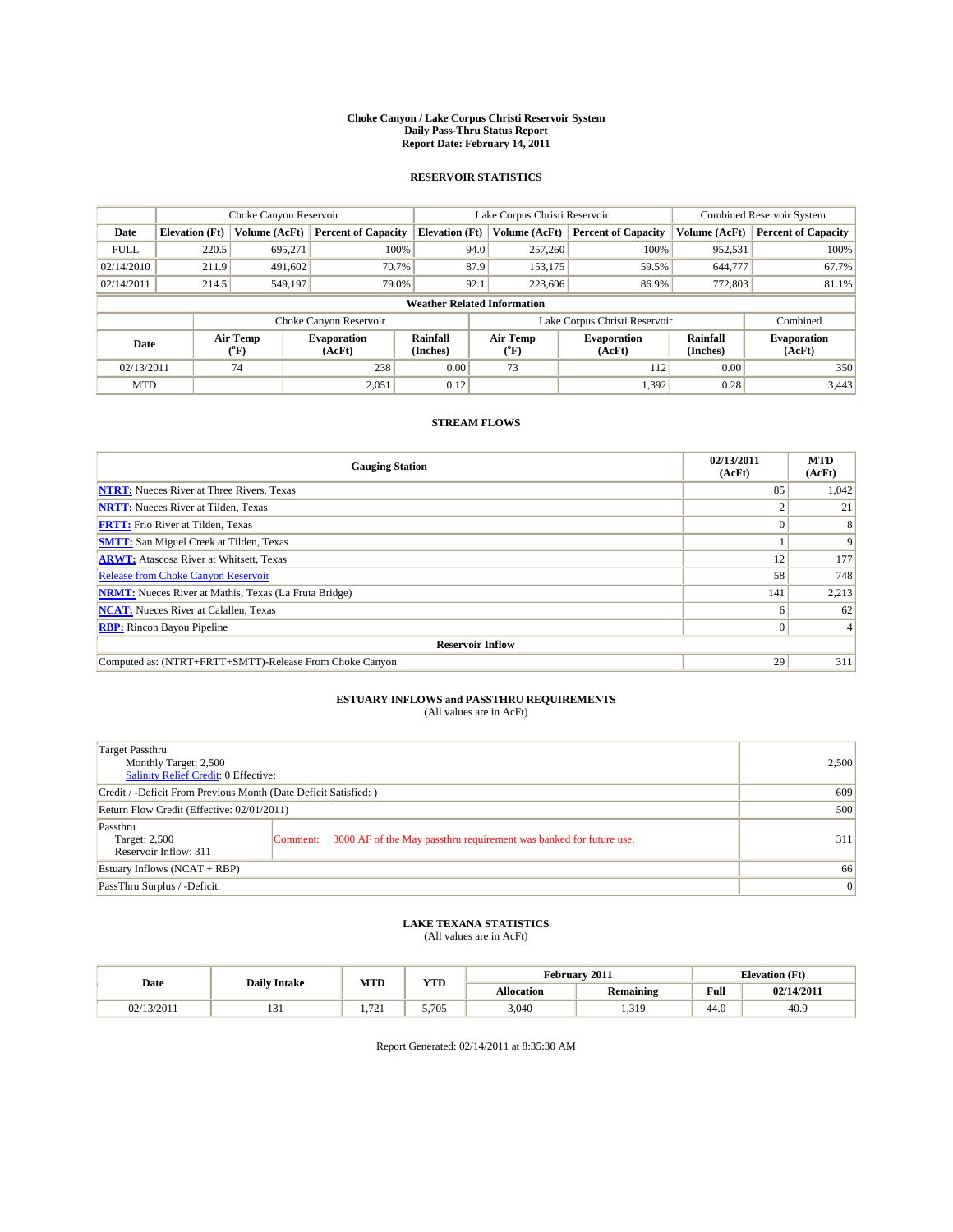# Choke Canyon / Lake Corpus Christi Reservoir System
## Daily Pass-Thru Status Report
## Report Date: February 14, 2011

### RESERVOIR STATISTICS

| | Choke Canyon Reservoir | | | Lake Corpus Christi Reservoir | | | Combined Reservoir System | |
|---|---|---|---|---|---|---|---|---|
| Date | Elevation (Ft) | Volume (AcFt) | Percent of Capacity | Elevation (Ft) | Volume (AcFt) | Percent of Capacity | Volume (AcFt) | Percent of Capacity |
| FULL | 220.5 | 695,271 | 100% | 94.0 | 257,260 | 100% | 952,531 | 100% |
| 02/14/2010 | 211.9 | 491,602 | 70.7% | 87.9 | 153,175 | 59.5% | 644,777 | 67.7% |
| 02/14/2011 | 214.5 | 549,197 | 79.0% | 92.1 | 223,606 | 86.9% | 772,803 | 81.1% |

**Weather Related Information**

| | Choke Canyon Reservoir | | | Lake Corpus Christi Reservoir | | | Combined |
|---|---|---|---|---|---|---|---|
| Date | Air Temp (°F) | Evaporation (AcFt) | Rainfall (Inches) | Air Temp (°F) | Evaporation (AcFt) | Rainfall (Inches) | Evaporation (AcFt) |
| 02/13/2011 | 74 | 238 | 0.00 | 73 | 112 | 0.00 | 350 |
| MTD | | 2,051 | 0.12 | | 1,392 | 0.28 | 3,443 |

### STREAM FLOWS

| Gauging Station | 02/13/2011 (AcFt) | MTD (AcFt) |
|---|---|---|
| NTRT: Nueces River at Three Rivers, Texas | 85 | 1,042 |
| NRTT: Nueces River at Tilden, Texas | 2 | 21 |
| FRTT: Frio River at Tilden, Texas | 0 | 8 |
| SMTT: San Miguel Creek at Tilden, Texas | 1 | 9 |
| ARWT: Atascosa River at Whitsett, Texas | 12 | 177 |
| Release from Choke Canyon Reservoir | 58 | 748 |
| NRMT: Nueces River at Mathis, Texas (La Fruta Bridge) | 141 | 2,213 |
| NCAT: Nueces River at Calallen, Texas | 6 | 62 |
| RBP: Rincon Bayou Pipeline | 0 | 4 |
| **Reservoir Inflow** | | |
| Computed as: (NTRT+FRTT+SMTT)-Release From Choke Canyon | 29 | 311 |

### ESTUARY INFLOWS and PASSTHRU REQUIREMENTS
(All values are in AcFt)

| | |
|---|---|
| Target Passthru<br>Monthly Target: 2,500<br>Salinity Relief Credit: 0 Effective: | 2,500 |
| Credit / -Deficit From Previous Month (Date Deficit Satisfied: ) | 609 |
| Return Flow Credit (Effective: 02/01/2011) | 500 |
| Passthru<br>Target: 2,500<br>Reservoir Inflow: 311<br>Comment: 3000 AF of the May passthru requirement was banked for future use. | 311 |
| Estuary Inflows (NCAT + RBP) | 66 |
| PassThru Surplus / -Deficit: | 0 |

### LAKE TEXANA STATISTICS
(All values are in AcFt)

| Date | Daily Intake | MTD | YTD | February 2011 | | Elevation (Ft) | |
|---|---|---|---|---|---|---|---|
| | | | | Allocation | Remaining | Full | 02/14/2011 |
| 02/13/2011 | 131 | 1,721 | 5,705 | 3,040 | 1,319 | 44.0 | 40.9 |

Report Generated: 02/14/2011 at 8:35:30 AM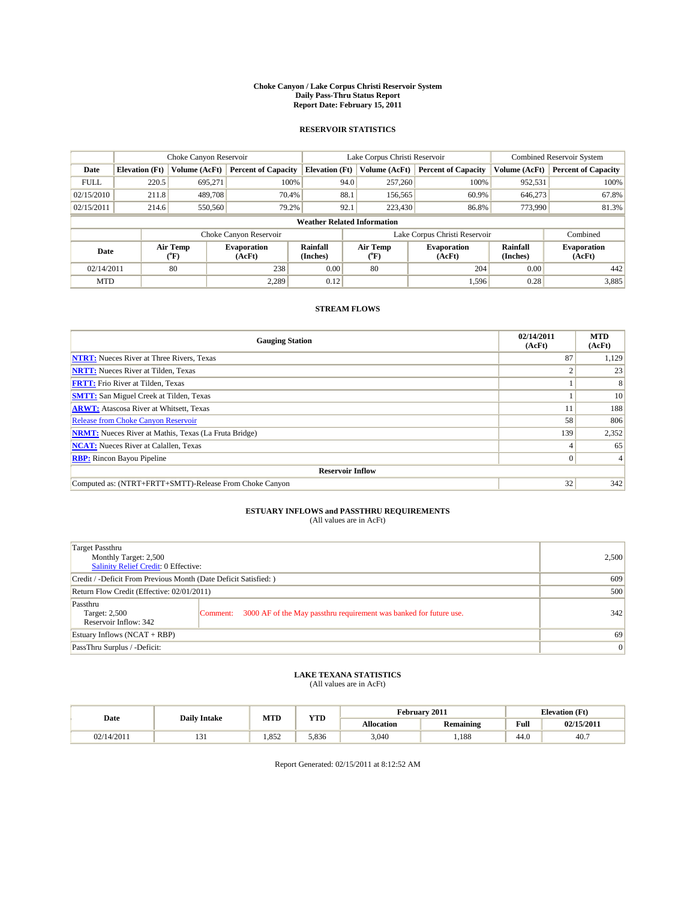# Choke Canyon / Lake Corpus Christi Reservoir System
## Daily Pass-Thru Status Report
### Report Date: February 15, 2011

## RESERVOIR STATISTICS

| | Choke Canyon Reservoir | | | Lake Corpus Christi Reservoir | | | Combined Reservoir System | |
|---|---|---|---|---|---|---|---|---|
| Date | Elevation (Ft) | Volume (AcFt) | Percent of Capacity | Elevation (Ft) | Volume (AcFt) | Percent of Capacity | Volume (AcFt) | Percent of Capacity |
| FULL | 220.5 | 695,271 | 100% | 94.0 | 257,260 | 100% | 952,531 | 100% |
| 02/15/2010 | 211.8 | 489,708 | 70.4% | 88.1 | 156,565 | 60.9% | 646,273 | 67.8% |
| 02/15/2011 | 214.6 | 550,560 | 79.2% | 92.1 | 223,430 | 86.8% | 773,990 | 81.3% |

**Weather Related Information**

| | Choke Canyon Reservoir | | | Lake Corpus Christi Reservoir | | | Combined |
|---|---|---|---|---|---|---|---|
| Date | Air Temp (°F) | Evaporation (AcFt) | Rainfall (Inches) | Air Temp (°F) | Evaporation (AcFt) | Rainfall (Inches) | Evaporation (AcFt) |
| 02/14/2011 | 80 | 238 | 0.00 | 80 | 204 | 0.00 | 442 |
| MTD | | 2,289 | 0.12 | | 1,596 | 0.28 | 3,885 |

## STREAM FLOWS

| Gauging Station | 02/14/2011 (AcFt) | MTD (AcFt) |
|---|---|---|
| **NTRT:** Nueces River at Three Rivers, Texas | 87 | 1,129 |
| **NRTT:** Nueces River at Tilden, Texas | 2 | 23 |
| **FRTT:** Frio River at Tilden, Texas | 1 | 8 |
| **SMTT:** San Miguel Creek at Tilden, Texas | 1 | 10 |
| **ARWT:** Atascosa River at Whitsett, Texas | 11 | 188 |
| Release from Choke Canyon Reservoir | 58 | 806 |
| **NRMT:** Nueces River at Mathis, Texas (La Fruta Bridge) | 139 | 2,352 |
| **NCAT:** Nueces River at Calallen, Texas | 4 | 65 |
| **RBP:** Rincon Bayou Pipeline | 0 | 4 |
| **Reservoir Inflow** | | |
| Computed as: (NTRT+FRTT+SMTT)-Release From Choke Canyon | 32 | 342 |

## ESTUARY INFLOWS and PASSTHRU REQUIREMENTS
(All values are in AcFt)

| | | |
|---|---|---|
| Target Passthru<br>Monthly Target: 2,500<br>Salinity Relief Credit: 0 Effective: | | 2,500 |
| Credit / -Deficit From Previous Month (Date Deficit Satisfied: ) | | 609 |
| Return Flow Credit (Effective: 02/01/2011) | | 500 |
| Passthru<br>Target: 2,500<br>Reservoir Inflow: 342 | Comment: 3000 AF of the May passthru requirement was banked for future use. | 342 |
| Estuary Inflows (NCAT + RBP) | | 69 |
| PassThru Surplus / -Deficit: | | 0 |

## LAKE TEXANA STATISTICS
(All values are in AcFt)

| Date | Daily Intake | MTD | YTD | February 2011 | | Elevation (Ft) | |
|---|---|---|---|---|---|---|---|
| | | | | Allocation | Remaining | Full | 02/15/2011 |
| 02/14/2011 | 131 | 1,852 | 5,836 | 3,040 | 1,188 | 44.0 | 40.7 |

Report Generated: 02/15/2011 at 8:12:52 AM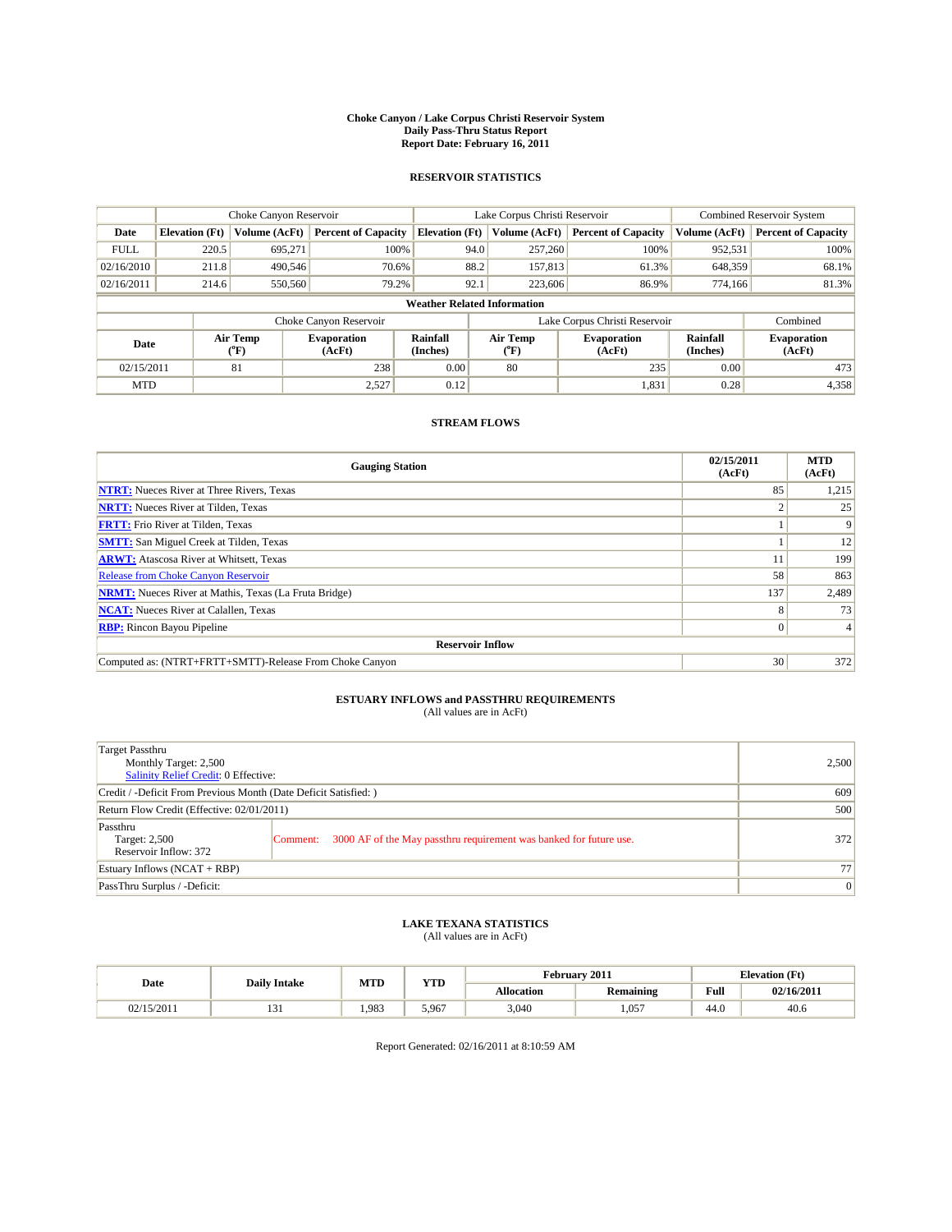# Choke Canyon / Lake Corpus Christi Reservoir System
## Daily Pass-Thru Status Report
## Report Date: February 16, 2011

### RESERVOIR STATISTICS

| | Choke Canyon Reservoir | | | Lake Corpus Christi Reservoir | | | Combined Reservoir System | |
|---|---|---|---|---|---|---|---|---|
| Date | Elevation (Ft) | Volume (AcFt) | Percent of Capacity | Elevation (Ft) | Volume (AcFt) | Percent of Capacity | Volume (AcFt) | Percent of Capacity |
| FULL | 220.5 | 695,271 | 100% | 94.0 | 257,260 | 100% | 952,531 | 100% |
| 02/16/2010 | 211.8 | 490,546 | 70.6% | 88.2 | 157,813 | 61.3% | 648,359 | 68.1% |
| 02/16/2011 | 214.6 | 550,560 | 79.2% | 92.1 | 223,606 | 86.9% | 774,166 | 81.3% |

**Weather Related Information**

| | Choke Canyon Reservoir | | | Lake Corpus Christi Reservoir | | | Combined |
|---|---|---|---|---|---|---|---|
| Date | Air Temp (°F) | Evaporation (AcFt) | Rainfall (Inches) | Air Temp (°F) | Evaporation (AcFt) | Rainfall (Inches) | Evaporation (AcFt) |
| 02/15/2011 | 81 | 238 | 0.00 | 80 | 235 | 0.00 | 473 |
| MTD | | 2,527 | 0.12 | | 1,831 | 0.28 | 4,358 |

### STREAM FLOWS

| Gauging Station | 02/15/2011 (AcFt) | MTD (AcFt) |
|---|---|---|
| NTRT: Nueces River at Three Rivers, Texas | 85 | 1,215 |
| NRTT: Nueces River at Tilden, Texas | 2 | 25 |
| FRTT: Frio River at Tilden, Texas | 1 | 9 |
| SMTT: San Miguel Creek at Tilden, Texas | 1 | 12 |
| ARWT: Atascosa River at Whitsett, Texas | 11 | 199 |
| Release from Choke Canyon Reservoir | 58 | 863 |
| NRMT: Nueces River at Mathis, Texas (La Fruta Bridge) | 137 | 2,489 |
| NCAT: Nueces River at Calallen, Texas | 8 | 73 |
| RBP: Rincon Bayou Pipeline | 0 | 4 |
| **Reservoir Inflow** | | |
| Computed as: (NTRT+FRTT+SMTT)-Release From Choke Canyon | 30 | 372 |

### ESTUARY INFLOWS and PASSTHRU REQUIREMENTS
(All values are in AcFt)

| | |
|---|---|
| Target Passthru<br>Monthly Target: 2,500<br>Salinity Relief Credit: 0 Effective: | 2,500 |
| Credit / -Deficit From Previous Month (Date Deficit Satisfied: ) | 609 |
| Return Flow Credit (Effective: 02/01/2011) | 500 |
| Passthru<br>Target: 2,500<br>Reservoir Inflow: 372 — Comment: 3000 AF of the May passthru requirement was banked for future use. | 372 |
| Estuary Inflows (NCAT + RBP) | 77 |
| PassThru Surplus / -Deficit: | 0 |

### LAKE TEXANA STATISTICS
(All values are in AcFt)

| Date | Daily Intake | MTD | YTD | February 2011 | | Elevation (Ft) | |
|---|---|---|---|---|---|---|---|
| | | | | Allocation | Remaining | Full | 02/16/2011 |
| 02/15/2011 | 131 | 1,983 | 5,967 | 3,040 | 1,057 | 44.0 | 40.6 |

Report Generated: 02/16/2011 at 8:10:59 AM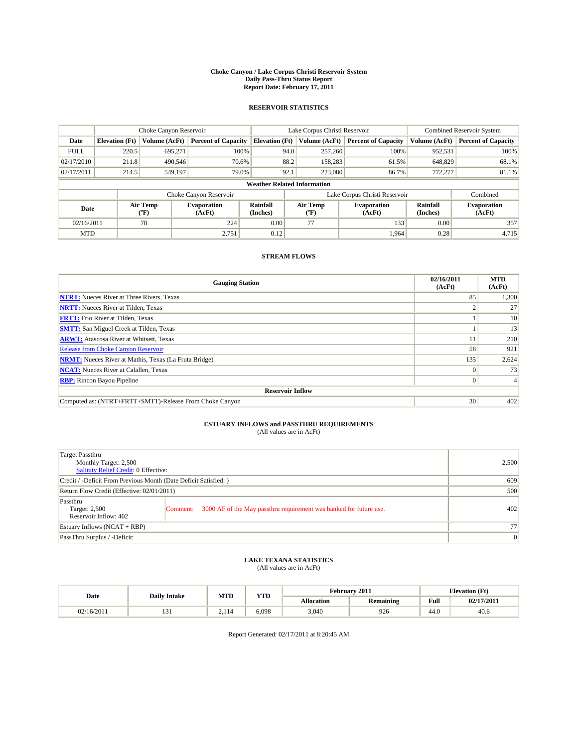# Choke Canyon / Lake Corpus Christi Reservoir System
## Daily Pass-Thru Status Report
### Report Date: February 17, 2011

## RESERVOIR STATISTICS

| | Choke Canyon Reservoir | | | Lake Corpus Christi Reservoir | | | Combined Reservoir System | |
|---|---|---|---|---|---|---|---|---|
| **Date** | **Elevation (Ft)** | **Volume (AcFt)** | **Percent of Capacity** | **Elevation (Ft)** | **Volume (AcFt)** | **Percent of Capacity** | **Volume (AcFt)** | **Percent of Capacity** |
| FULL | 220.5 | 695,271 | 100% | 94.0 | 257,260 | 100% | 952,531 | 100% |
| 02/17/2010 | 211.8 | 490,546 | 70.6% | 88.2 | 158,283 | 61.5% | 648,829 | 68.1% |
| 02/17/2011 | 214.5 | 549,197 | 79.0% | 92.1 | 223,080 | 86.7% | 772,277 | 81.1% |

**Weather Related Information**

| | Choke Canyon Reservoir | | | Lake Corpus Christi Reservoir | | | Combined |
|---|---|---|---|---|---|---|---|
| **Date** | **Air Temp (°F)** | **Evaporation (AcFt)** | **Rainfall (Inches)** | **Air Temp (°F)** | **Evaporation (AcFt)** | **Rainfall (Inches)** | **Evaporation (AcFt)** |
| 02/16/2011 | 78 | 224 | 0.00 | 77 | 133 | 0.00 | 357 |
| MTD | | 2,751 | 0.12 | | 1,964 | 0.28 | 4,715 |

## STREAM FLOWS

| Gauging Station | 02/16/2011 (AcFt) | MTD (AcFt) |
|---|---|---|
| **NTRT:** Nueces River at Three Rivers, Texas | 85 | 1,300 |
| **NRTT:** Nueces River at Tilden, Texas | 2 | 27 |
| **FRTT:** Frio River at Tilden, Texas | 1 | 10 |
| **SMTT:** San Miguel Creek at Tilden, Texas | 1 | 13 |
| **ARWT:** Atascosa River at Whitsett, Texas | 11 | 210 |
| Release from Choke Canyon Reservoir | 58 | 921 |
| **NRMT:** Nueces River at Mathis, Texas (La Fruta Bridge) | 135 | 2,624 |
| **NCAT:** Nueces River at Calallen, Texas | 0 | 73 |
| **RBP:** Rincon Bayou Pipeline | 0 | 4 |
| **Reservoir Inflow** | | |
| Computed as: (NTRT+FRTT+SMTT)-Release From Choke Canyon | 30 | 402 |

## ESTUARY INFLOWS and PASSTHRU REQUIREMENTS
(All values are in AcFt)

| | |
|---|---|
| Target Passthru<br>Monthly Target: 2,500<br>Salinity Relief Credit: 0 Effective: | 2,500 |
| Credit / -Deficit From Previous Month (Date Deficit Satisfied: ) | 609 |
| Return Flow Credit (Effective: 02/01/2011) | 500 |
| Passthru<br>Target: 2,500<br>Reservoir Inflow: 402 — Comment: 3000 AF of the May passthru requirement was banked for future use. | 402 |
| Estuary Inflows (NCAT + RBP) | 77 |
| PassThru Surplus / -Deficit: | 0 |

## LAKE TEXANA STATISTICS
(All values are in AcFt)

| Date | Daily Intake | MTD | YTD | February 2011 | | Elevation (Ft) | |
|---|---|---|---|---|---|---|---|
| | | | | **Allocation** | **Remaining** | **Full** | **02/17/2011** |
| 02/16/2011 | 131 | 2,114 | 6,098 | 3,040 | 926 | 44.0 | 40.6 |

Report Generated: 02/17/2011 at 8:20:45 AM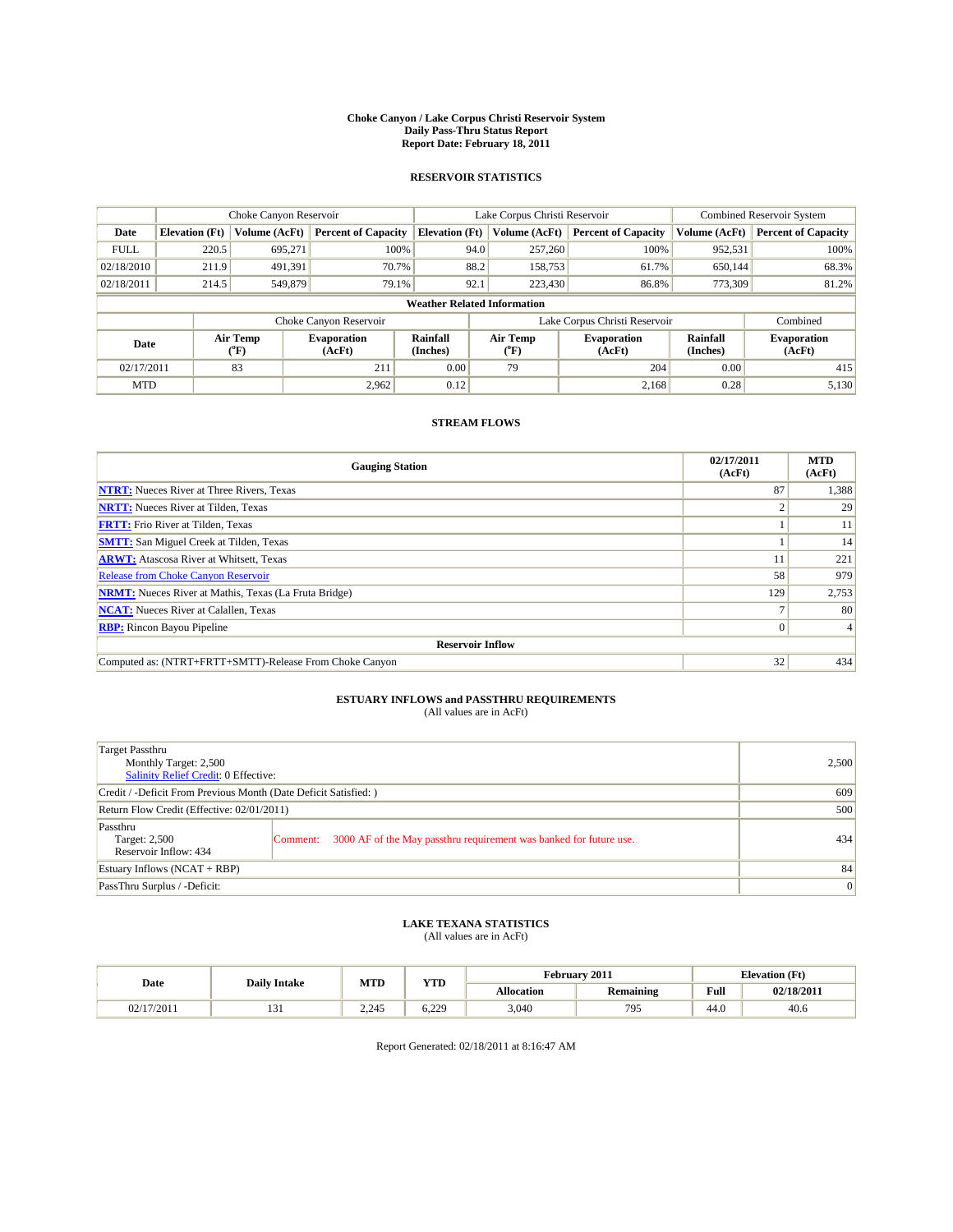# Choke Canyon / Lake Corpus Christi Reservoir System
## Daily Pass-Thru Status Report
## Report Date: February 18, 2011

### RESERVOIR STATISTICS

| | Choke Canyon Reservoir | | | Lake Corpus Christi Reservoir | | | Combined Reservoir System | |
|---|---|---|---|---|---|---|---|---|
| Date | Elevation (Ft) | Volume (AcFt) | Percent of Capacity | Elevation (Ft) | Volume (AcFt) | Percent of Capacity | Volume (AcFt) | Percent of Capacity |
| FULL | 220.5 | 695,271 | 100% | 94.0 | 257,260 | 100% | 952,531 | 100% |
| 02/18/2010 | 211.9 | 491,391 | 70.7% | 88.2 | 158,753 | 61.7% | 650,144 | 68.3% |
| 02/18/2011 | 214.5 | 549,879 | 79.1% | 92.1 | 223,430 | 86.8% | 773,309 | 81.2% |

**Weather Related Information**

| | Choke Canyon Reservoir | | | Lake Corpus Christi Reservoir | | | Combined |
|---|---|---|---|---|---|---|---|
| Date | Air Temp (°F) | Evaporation (AcFt) | Rainfall (Inches) | Air Temp (°F) | Evaporation (AcFt) | Rainfall (Inches) | Evaporation (AcFt) |
| 02/17/2011 | 83 | 211 | 0.00 | 79 | 204 | 0.00 | 415 |
| MTD | | 2,962 | 0.12 | | 2,168 | 0.28 | 5,130 |

### STREAM FLOWS

| Gauging Station | 02/17/2011 (AcFt) | MTD (AcFt) |
|---|---|---|
| NTRT: Nueces River at Three Rivers, Texas | 87 | 1,388 |
| NRTT: Nueces River at Tilden, Texas | 2 | 29 |
| FRTT: Frio River at Tilden, Texas | 1 | 11 |
| SMTT: San Miguel Creek at Tilden, Texas | 1 | 14 |
| ARWT: Atascosa River at Whitsett, Texas | 11 | 221 |
| Release from Choke Canyon Reservoir | 58 | 979 |
| NRMT: Nueces River at Mathis, Texas (La Fruta Bridge) | 129 | 2,753 |
| NCAT: Nueces River at Calallen, Texas | 7 | 80 |
| RBP: Rincon Bayou Pipeline | 0 | 4 |
| **Reservoir Inflow** | | |
| Computed as: (NTRT+FRTT+SMTT)-Release From Choke Canyon | 32 | 434 |

### ESTUARY INFLOWS and PASSTHRU REQUIREMENTS
(All values are in AcFt)

| | |
|---|---|
| Target Passthru<br>Monthly Target: 2,500<br>Salinity Relief Credit: 0 Effective: | 2,500 |
| Credit / -Deficit From Previous Month (Date Deficit Satisfied: ) | 609 |
| Return Flow Credit (Effective: 02/01/2011) | 500 |
| Passthru<br>Target: 2,500<br>Reservoir Inflow: 434<br>Comment: 3000 AF of the May passthru requirement was banked for future use. | 434 |
| Estuary Inflows (NCAT + RBP) | 84 |
| PassThru Surplus / -Deficit: | 0 |

### LAKE TEXANA STATISTICS
(All values are in AcFt)

| Date | Daily Intake | MTD | YTD | February 2011 | | Elevation (Ft) | |
|---|---|---|---|---|---|---|---|
| | | | | Allocation | Remaining | Full | 02/18/2011 |
| 02/17/2011 | 131 | 2,245 | 6,229 | 3,040 | 795 | 44.0 | 40.6 |

Report Generated: 02/18/2011 at 8:16:47 AM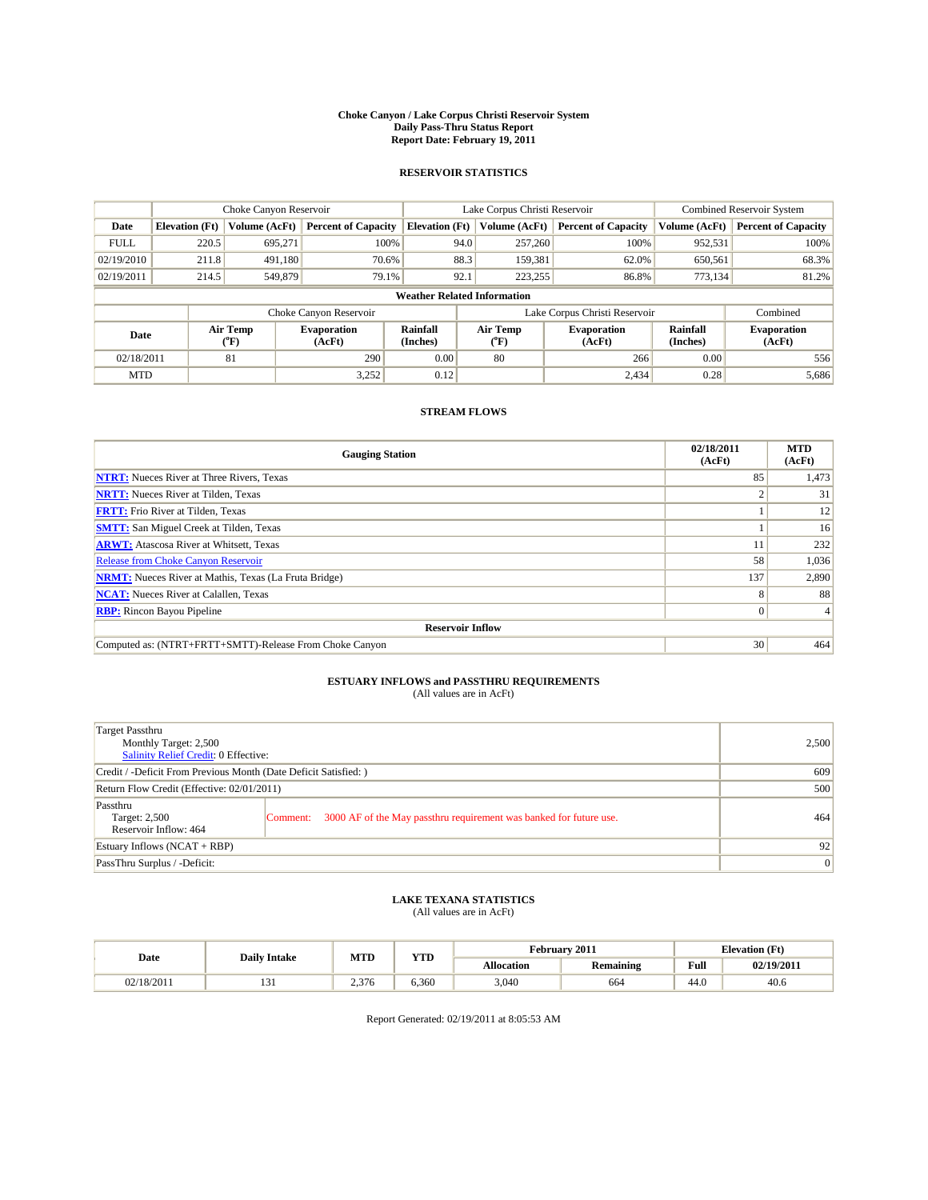# Choke Canyon / Lake Corpus Christi Reservoir System
## Daily Pass-Thru Status Report
## Report Date: February 19, 2011

### RESERVOIR STATISTICS

| | Choke Canyon Reservoir | | | Lake Corpus Christi Reservoir | | | Combined Reservoir System | |
|---|---|---|---|---|---|---|---|---|
| Date | Elevation (Ft) | Volume (AcFt) | Percent of Capacity | Elevation (Ft) | Volume (AcFt) | Percent of Capacity | Volume (AcFt) | Percent of Capacity |
| FULL | 220.5 | 695,271 | 100% | 94.0 | 257,260 | 100% | 952,531 | 100% |
| 02/19/2010 | 211.8 | 491,180 | 70.6% | 88.3 | 159,381 | 62.0% | 650,561 | 68.3% |
| 02/19/2011 | 214.5 | 549,879 | 79.1% | 92.1 | 223,255 | 86.8% | 773,134 | 81.2% |

**Weather Related Information**

| | Choke Canyon Reservoir | | | Lake Corpus Christi Reservoir | | | Combined |
|---|---|---|---|---|---|---|---|
| Date | Air Temp (°F) | Evaporation (AcFt) | Rainfall (Inches) | Air Temp (°F) | Evaporation (AcFt) | Rainfall (Inches) | Evaporation (AcFt) |
| 02/18/2011 | 81 | 290 | 0.00 | 80 | 266 | 0.00 | 556 |
| MTD | | 3,252 | 0.12 | | 2,434 | 0.28 | 5,686 |

### STREAM FLOWS

| Gauging Station | 02/18/2011 (AcFt) | MTD (AcFt) |
|---|---|---|
| NTRT: Nueces River at Three Rivers, Texas | 85 | 1,473 |
| NRTT: Nueces River at Tilden, Texas | 2 | 31 |
| FRTT: Frio River at Tilden, Texas | 1 | 12 |
| SMTT: San Miguel Creek at Tilden, Texas | 1 | 16 |
| ARWT: Atascosa River at Whitsett, Texas | 11 | 232 |
| Release from Choke Canyon Reservoir | 58 | 1,036 |
| NRMT: Nueces River at Mathis, Texas (La Fruta Bridge) | 137 | 2,890 |
| NCAT: Nueces River at Calallen, Texas | 8 | 88 |
| RBP: Rincon Bayou Pipeline | 0 | 4 |
| **Reservoir Inflow** | | |
| Computed as: (NTRT+FRTT+SMTT)-Release From Choke Canyon | 30 | 464 |

### ESTUARY INFLOWS and PASSTHRU REQUIREMENTS
(All values are in AcFt)

| | | |
|---|---|---|
| Target Passthru<br>Monthly Target: 2,500<br>Salinity Relief Credit: 0 Effective: | | 2,500 |
| Credit / -Deficit From Previous Month (Date Deficit Satisfied: ) | | 609 |
| Return Flow Credit (Effective: 02/01/2011) | | 500 |
| Passthru<br>Target: 2,500<br>Reservoir Inflow: 464 | Comment: 3000 AF of the May passthru requirement was banked for future use. | 464 |
| Estuary Inflows (NCAT + RBP) | | 92 |
| PassThru Surplus / -Deficit: | | 0 |

### LAKE TEXANA STATISTICS
(All values are in AcFt)

| Date | Daily Intake | MTD | YTD | February 2011 | | Elevation (Ft) | |
|---|---|---|---|---|---|---|---|
| | | | | Allocation | Remaining | Full | 02/19/2011 |
| 02/18/2011 | 131 | 2,376 | 6,360 | 3,040 | 664 | 44.0 | 40.6 |

Report Generated: 02/19/2011 at 8:05:53 AM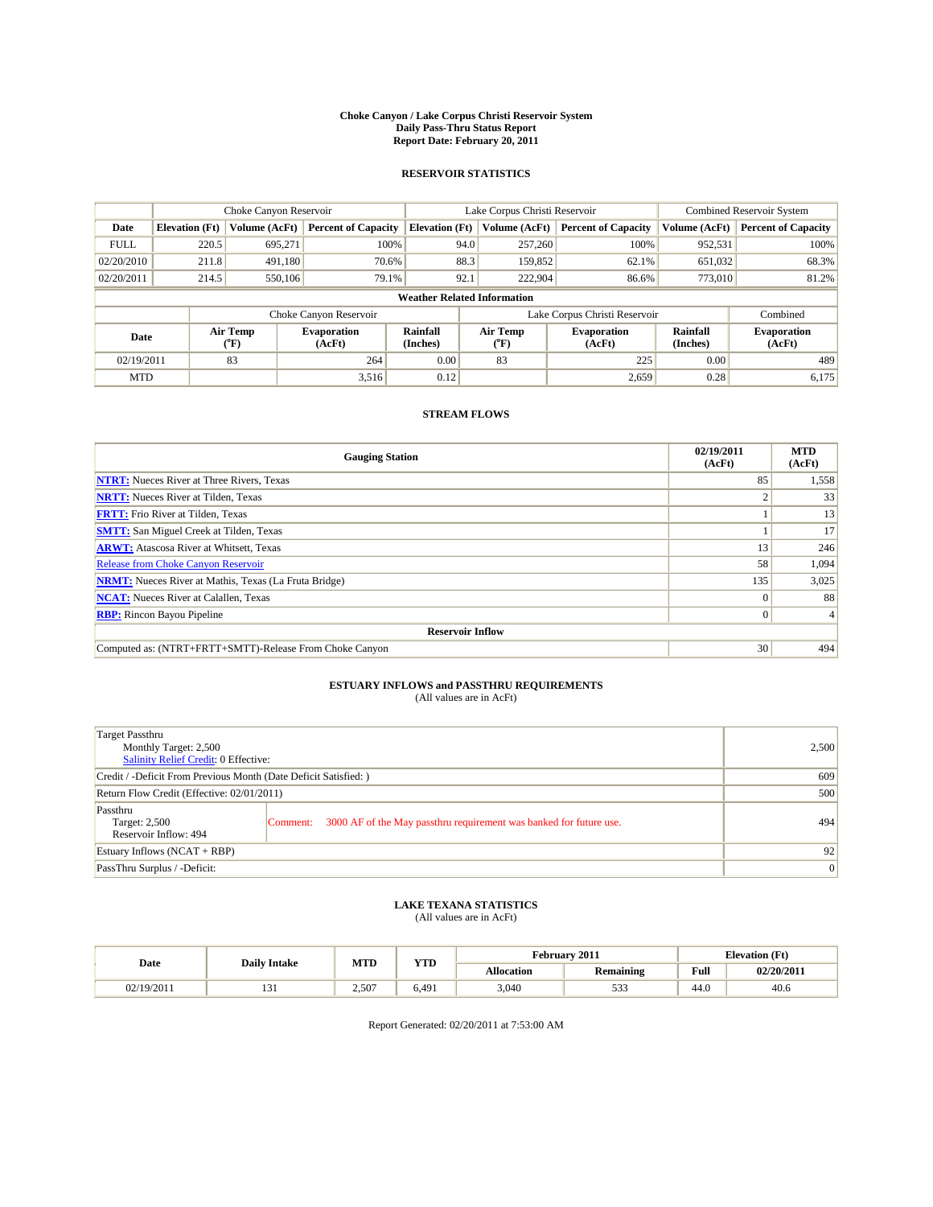# Choke Canyon / Lake Corpus Christi Reservoir System
## Daily Pass-Thru Status Report
### Report Date: February 20, 2011

## RESERVOIR STATISTICS

| | Choke Canyon Reservoir | | | Lake Corpus Christi Reservoir | | | Combined Reservoir System | |
|---|---|---|---|---|---|---|---|---|
| Date | Elevation (Ft) | Volume (AcFt) | Percent of Capacity | Elevation (Ft) | Volume (AcFt) | Percent of Capacity | Volume (AcFt) | Percent of Capacity |
| FULL | 220.5 | 695,271 | 100% | 94.0 | 257,260 | 100% | 952,531 | 100% |
| 02/20/2010 | 211.8 | 491,180 | 70.6% | 88.3 | 159,852 | 62.1% | 651,032 | 68.3% |
| 02/20/2011 | 214.5 | 550,106 | 79.1% | 92.1 | 222,904 | 86.6% | 773,010 | 81.2% |

**Weather Related Information**

| | Choke Canyon Reservoir | | | Lake Corpus Christi Reservoir | | | Combined |
|---|---|---|---|---|---|---|---|
| Date | Air Temp (°F) | Evaporation (AcFt) | Rainfall (Inches) | Air Temp (°F) | Evaporation (AcFt) | Rainfall (Inches) | Evaporation (AcFt) |
| 02/19/2011 | 83 | 264 | 0.00 | 83 | 225 | 0.00 | 489 |
| MTD | | 3,516 | 0.12 | | 2,659 | 0.28 | 6,175 |

## STREAM FLOWS

| Gauging Station | 02/19/2011 (AcFt) | MTD (AcFt) |
|---|---|---|
| NTRT: Nueces River at Three Rivers, Texas | 85 | 1,558 |
| NRTT: Nueces River at Tilden, Texas | 2 | 33 |
| FRTT: Frio River at Tilden, Texas | 1 | 13 |
| SMTT: San Miguel Creek at Tilden, Texas | 1 | 17 |
| ARWT: Atascosa River at Whitsett, Texas | 13 | 246 |
| Release from Choke Canyon Reservoir | 58 | 1,094 |
| NRMT: Nueces River at Mathis, Texas (La Fruta Bridge) | 135 | 3,025 |
| NCAT: Nueces River at Calallen, Texas | 0 | 88 |
| RBP: Rincon Bayou Pipeline | 0 | 4 |
| **Reservoir Inflow** | | |
| Computed as: (NTRT+FRTT+SMTT)-Release From Choke Canyon | 30 | 494 |

## ESTUARY INFLOWS and PASSTHRU REQUIREMENTS
(All values are in AcFt)

| | |
|---|---|
| Target Passthru<br>Monthly Target: 2,500<br>Salinity Relief Credit: 0 Effective: | 2,500 |
| Credit / -Deficit From Previous Month (Date Deficit Satisfied: ) | 609 |
| Return Flow Credit (Effective: 02/01/2011) | 500 |
| Passthru<br>Target: 2,500<br>Reservoir Inflow: 494 — Comment: 3000 AF of the May passthru requirement was banked for future use. | 494 |
| Estuary Inflows (NCAT + RBP) | 92 |
| PassThru Surplus / -Deficit: | 0 |

## LAKE TEXANA STATISTICS
(All values are in AcFt)

| Date | Daily Intake | MTD | YTD | February 2011 | | Elevation (Ft) | |
|---|---|---|---|---|---|---|---|
| | | | | Allocation | Remaining | Full | 02/20/2011 |
| 02/19/2011 | 131 | 2,507 | 6,491 | 3,040 | 533 | 44.0 | 40.6 |

Report Generated: 02/20/2011 at 7:53:00 AM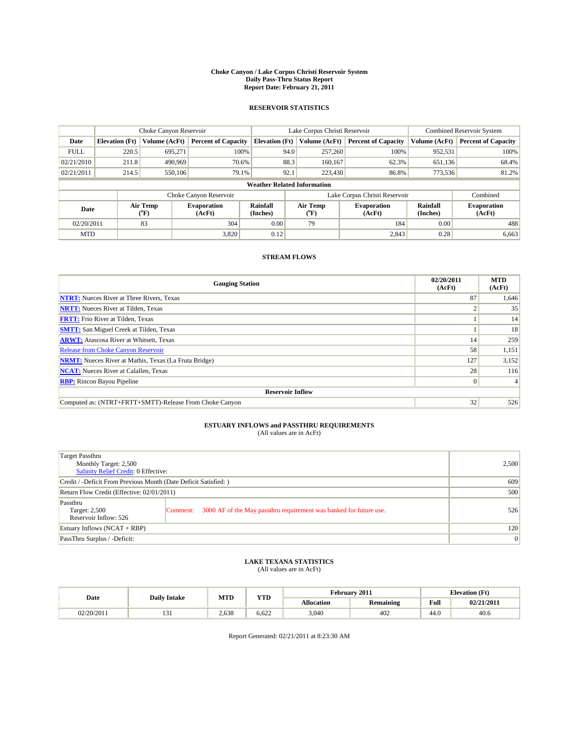# Choke Canyon / Lake Corpus Christi Reservoir System
## Daily Pass-Thru Status Report
## Report Date: February 21, 2011

### RESERVOIR STATISTICS

| | Choke Canyon Reservoir | | | Lake Corpus Christi Reservoir | | | Combined Reservoir System | |
|---|---|---|---|---|---|---|---|---|
| Date | Elevation (Ft) | Volume (AcFt) | Percent of Capacity | Elevation (Ft) | Volume (AcFt) | Percent of Capacity | Volume (AcFt) | Percent of Capacity |
| FULL | 220.5 | 695,271 | 100% | 94.0 | 257,260 | 100% | 952,531 | 100% |
| 02/21/2010 | 211.8 | 490,969 | 70.6% | 88.3 | 160,167 | 62.3% | 651,136 | 68.4% |
| 02/21/2011 | 214.5 | 550,106 | 79.1% | 92.1 | 223,430 | 86.8% | 773,536 | 81.2% |

**Weather Related Information**

| | Choke Canyon Reservoir | | | Lake Corpus Christi Reservoir | | | Combined |
|---|---|---|---|---|---|---|---|
| Date | Air Temp (°F) | Evaporation (AcFt) | Rainfall (Inches) | Air Temp (°F) | Evaporation (AcFt) | Rainfall (Inches) | Evaporation (AcFt) |
| 02/20/2011 | 83 | 304 | 0.00 | 79 | 184 | 0.00 | 488 |
| MTD | | 3,820 | 0.12 | | 2,843 | 0.28 | 6,663 |

### STREAM FLOWS

| Gauging Station | 02/20/2011 (AcFt) | MTD (AcFt) |
|---|---|---|
| **NTRT:** Nueces River at Three Rivers, Texas | 87 | 1,646 |
| **NRTT:** Nueces River at Tilden, Texas | 2 | 35 |
| **FRTT:** Frio River at Tilden, Texas | 1 | 14 |
| **SMTT:** San Miguel Creek at Tilden, Texas | 1 | 18 |
| **ARWT:** Atascosa River at Whitsett, Texas | 14 | 259 |
| Release from Choke Canyon Reservoir | 58 | 1,151 |
| **NRMT:** Nueces River at Mathis, Texas (La Fruta Bridge) | 127 | 3,152 |
| **NCAT:** Nueces River at Calallen, Texas | 28 | 116 |
| **RBP:** Rincon Bayou Pipeline | 0 | 4 |
| **Reservoir Inflow** | | |
| Computed as: (NTRT+FRTT+SMTT)-Release From Choke Canyon | 32 | 526 |

### ESTUARY INFLOWS and PASSTHRU REQUIREMENTS
(All values are in AcFt)

| | |
|---|---|
| Target Passthru<br>Monthly Target: 2,500<br>Salinity Relief Credit: 0 Effective: | 2,500 |
| Credit / -Deficit From Previous Month (Date Deficit Satisfied: ) | 609 |
| Return Flow Credit (Effective: 02/01/2011) | 500 |
| Passthru<br>Target: 2,500<br>Reservoir Inflow: 526 — Comment: 3000 AF of the May passthru requirement was banked for future use. | 526 |
| Estuary Inflows (NCAT + RBP) | 120 |
| PassThru Surplus / -Deficit: | 0 |

### LAKE TEXANA STATISTICS
(All values are in AcFt)

| Date | Daily Intake | MTD | YTD | February 2011 | | Elevation (Ft) | |
|---|---|---|---|---|---|---|---|
| | | | | Allocation | Remaining | Full | 02/21/2011 |
| 02/20/2011 | 131 | 2,638 | 6,622 | 3,040 | 402 | 44.0 | 40.6 |

Report Generated: 02/21/2011 at 8:23:30 AM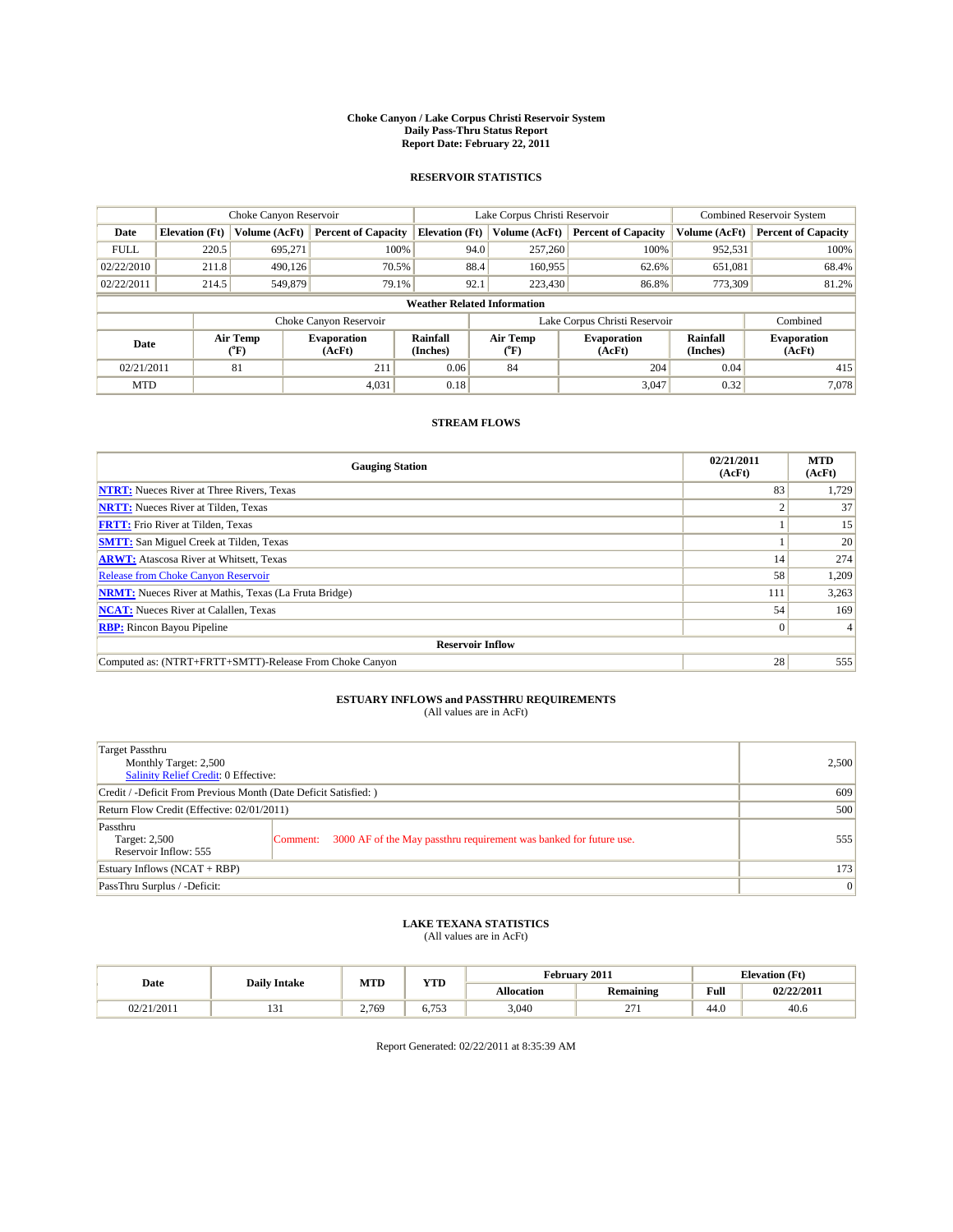# Choke Canyon / Lake Corpus Christi Reservoir System
## Daily Pass-Thru Status Report
## Report Date: February 22, 2011

### RESERVOIR STATISTICS

| | Choke Canyon Reservoir | | | Lake Corpus Christi Reservoir | | | Combined Reservoir System | |
|---|---|---|---|---|---|---|---|---|
| Date | Elevation (Ft) | Volume (AcFt) | Percent of Capacity | Elevation (Ft) | Volume (AcFt) | Percent of Capacity | Volume (AcFt) | Percent of Capacity |
| FULL | 220.5 | 695,271 | 100% | 94.0 | 257,260 | 100% | 952,531 | 100% |
| 02/22/2010 | 211.8 | 490,126 | 70.5% | 88.4 | 160,955 | 62.6% | 651,081 | 68.4% |
| 02/22/2011 | 214.5 | 549,879 | 79.1% | 92.1 | 223,430 | 86.8% | 773,309 | 81.2% |

**Weather Related Information**

| | Choke Canyon Reservoir | | | Lake Corpus Christi Reservoir | | | Combined |
|---|---|---|---|---|---|---|---|
| Date | Air Temp (°F) | Evaporation (AcFt) | Rainfall (Inches) | Air Temp (°F) | Evaporation (AcFt) | Rainfall (Inches) | Evaporation (AcFt) |
| 02/21/2011 | 81 | 211 | 0.06 | 84 | 204 | 0.04 | 415 |
| MTD | | 4,031 | 0.18 | | 3,047 | 0.32 | 7,078 |

### STREAM FLOWS

| Gauging Station | 02/21/2011 (AcFt) | MTD (AcFt) |
|---|---|---|
| NTRT: Nueces River at Three Rivers, Texas | 83 | 1,729 |
| NRTT: Nueces River at Tilden, Texas | 2 | 37 |
| FRTT: Frio River at Tilden, Texas | 1 | 15 |
| SMTT: San Miguel Creek at Tilden, Texas | 1 | 20 |
| ARWT: Atascosa River at Whitsett, Texas | 14 | 274 |
| Release from Choke Canyon Reservoir | 58 | 1,209 |
| NRMT: Nueces River at Mathis, Texas (La Fruta Bridge) | 111 | 3,263 |
| NCAT: Nueces River at Calallen, Texas | 54 | 169 |
| RBP: Rincon Bayou Pipeline | 0 | 4 |
| **Reservoir Inflow** | | |
| Computed as: (NTRT+FRTT+SMTT)-Release From Choke Canyon | 28 | 555 |

### ESTUARY INFLOWS and PASSTHRU REQUIREMENTS
(All values are in AcFt)

| | |
|---|---|
| Target Passthru<br>Monthly Target: 2,500<br>Salinity Relief Credit: 0 Effective: | 2,500 |
| Credit / -Deficit From Previous Month (Date Deficit Satisfied: ) | 609 |
| Return Flow Credit (Effective: 02/01/2011) | 500 |
| Passthru<br>Target: 2,500<br>Reservoir Inflow: 555<br>Comment: 3000 AF of the May passthru requirement was banked for future use. | 555 |
| Estuary Inflows (NCAT + RBP) | 173 |
| PassThru Surplus / -Deficit: | 0 |

### LAKE TEXANA STATISTICS
(All values are in AcFt)

| Date | Daily Intake | MTD | YTD | February 2011 | | Elevation (Ft) | |
|---|---|---|---|---|---|---|---|
| | | | | Allocation | Remaining | Full | 02/22/2011 |
| 02/21/2011 | 131 | 2,769 | 6,753 | 3,040 | 271 | 44.0 | 40.6 |

Report Generated: 02/22/2011 at 8:35:39 AM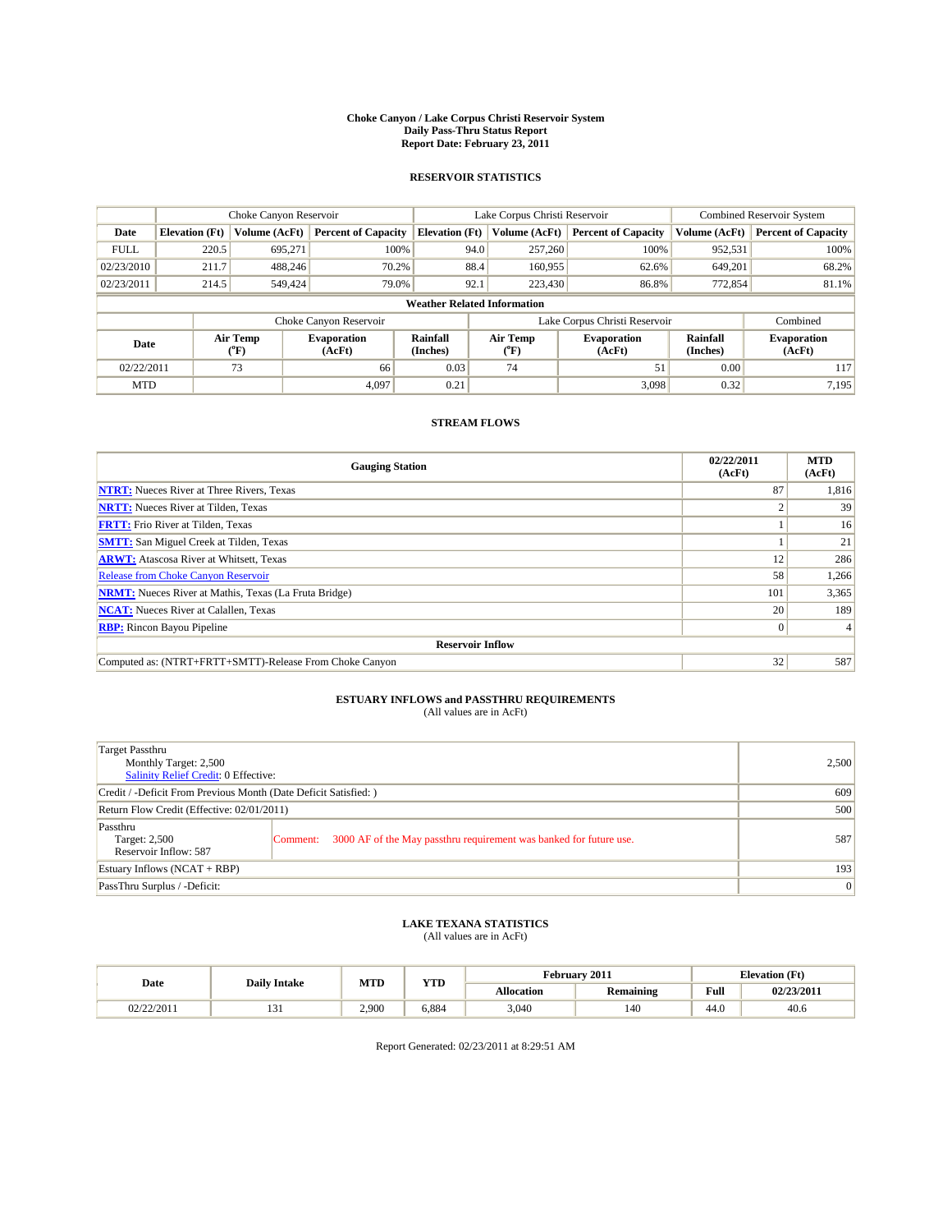# Choke Canyon / Lake Corpus Christi Reservoir System
## Daily Pass-Thru Status Report
## Report Date: February 23, 2011

### RESERVOIR STATISTICS

| | Choke Canyon Reservoir | | | Lake Corpus Christi Reservoir | | | Combined Reservoir System | |
|---|---|---|---|---|---|---|---|---|
| Date | Elevation (Ft) | Volume (AcFt) | Percent of Capacity | Elevation (Ft) | Volume (AcFt) | Percent of Capacity | Volume (AcFt) | Percent of Capacity |
| FULL | 220.5 | 695,271 | 100% | 94.0 | 257,260 | 100% | 952,531 | 100% |
| 02/23/2010 | 211.7 | 488,246 | 70.2% | 88.4 | 160,955 | 62.6% | 649,201 | 68.2% |
| 02/23/2011 | 214.5 | 549,424 | 79.0% | 92.1 | 223,430 | 86.8% | 772,854 | 81.1% |

**Weather Related Information**

| | Choke Canyon Reservoir | | | Lake Corpus Christi Reservoir | | | Combined |
|---|---|---|---|---|---|---|---|
| Date | Air Temp (°F) | Evaporation (AcFt) | Rainfall (Inches) | Air Temp (°F) | Evaporation (AcFt) | Rainfall (Inches) | Evaporation (AcFt) |
| 02/22/2011 | 73 | 66 | 0.03 | 74 | 51 | 0.00 | 117 |
| MTD | | 4,097 | 0.21 | | 3,098 | 0.32 | 7,195 |

### STREAM FLOWS

| Gauging Station | 02/22/2011 (AcFt) | MTD (AcFt) |
|---|---|---|
| NTRT: Nueces River at Three Rivers, Texas | 87 | 1,816 |
| NRTT: Nueces River at Tilden, Texas | 2 | 39 |
| FRTT: Frio River at Tilden, Texas | 1 | 16 |
| SMTT: San Miguel Creek at Tilden, Texas | 1 | 21 |
| ARWT: Atascosa River at Whitsett, Texas | 12 | 286 |
| Release from Choke Canyon Reservoir | 58 | 1,266 |
| NRMT: Nueces River at Mathis, Texas (La Fruta Bridge) | 101 | 3,365 |
| NCAT: Nueces River at Calallen, Texas | 20 | 189 |
| RBP: Rincon Bayou Pipeline | 0 | 4 |
| **Reservoir Inflow** | | |
| Computed as: (NTRT+FRTT+SMTT)-Release From Choke Canyon | 32 | 587 |

### ESTUARY INFLOWS and PASSTHRU REQUIREMENTS
(All values are in AcFt)

| | | |
|---|---|---|
| Target Passthru<br>Monthly Target: 2,500<br>Salinity Relief Credit: 0 Effective: | | 2,500 |
| Credit / -Deficit From Previous Month (Date Deficit Satisfied: ) | | 609 |
| Return Flow Credit (Effective: 02/01/2011) | | 500 |
| Passthru<br>Target: 2,500<br>Reservoir Inflow: 587 | Comment: 3000 AF of the May passthru requirement was banked for future use. | 587 |
| Estuary Inflows (NCAT + RBP) | | 193 |
| PassThru Surplus / -Deficit: | | 0 |

### LAKE TEXANA STATISTICS
(All values are in AcFt)

| Date | Daily Intake | MTD | YTD | February 2011 | | Elevation (Ft) | |
|---|---|---|---|---|---|---|---|
| | | | | Allocation | Remaining | Full | 02/23/2011 |
| 02/22/2011 | 131 | 2,900 | 6,884 | 3,040 | 140 | 44.0 | 40.6 |

Report Generated: 02/23/2011 at 8:29:51 AM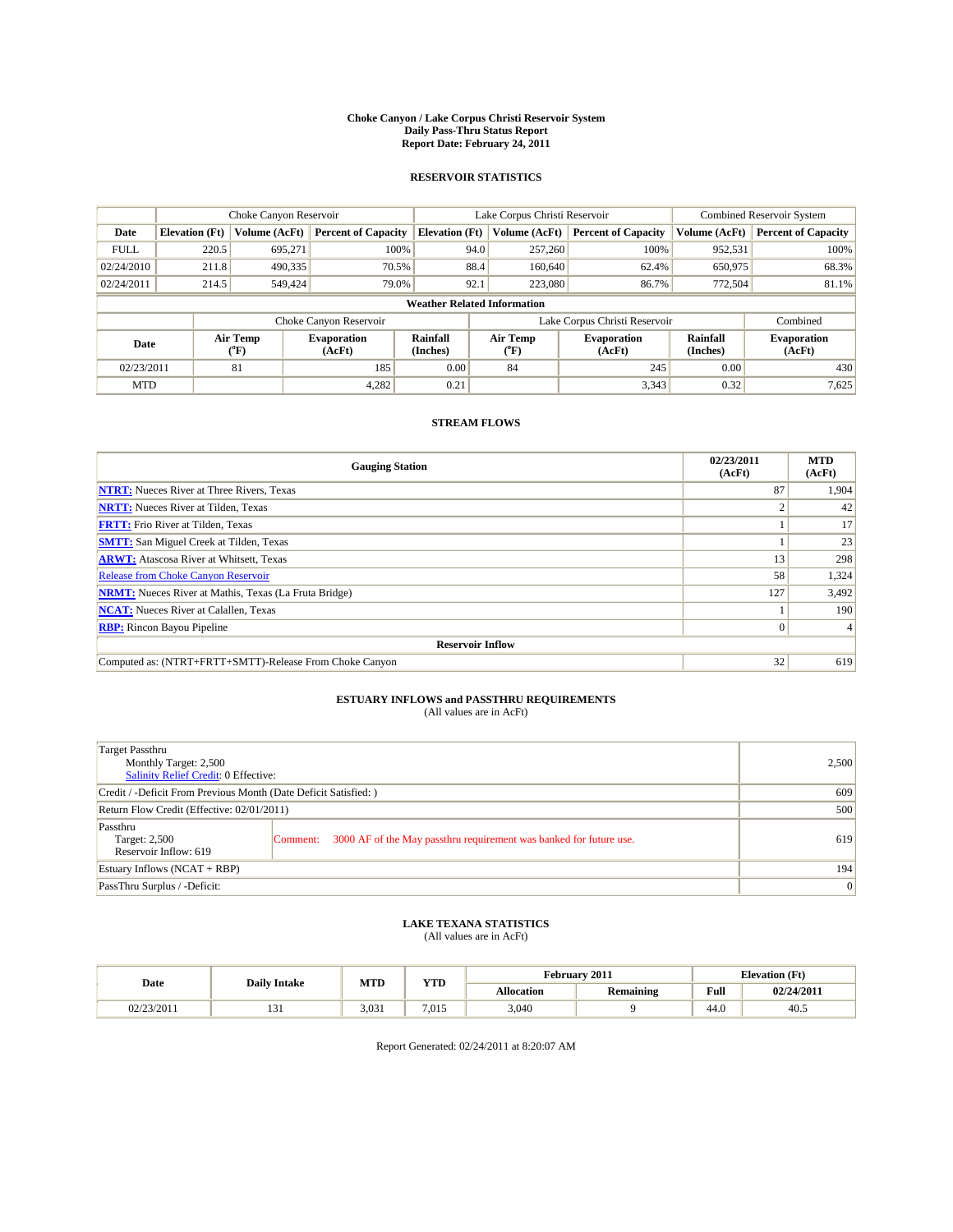# Choke Canyon / Lake Corpus Christi Reservoir System
## Daily Pass-Thru Status Report
## Report Date: February 24, 2011

### RESERVOIR STATISTICS

| | Choke Canyon Reservoir | | | Lake Corpus Christi Reservoir | | | Combined Reservoir System | |
|---|---|---|---|---|---|---|---|---|
| Date | Elevation (Ft) | Volume (AcFt) | Percent of Capacity | Elevation (Ft) | Volume (AcFt) | Percent of Capacity | Volume (AcFt) | Percent of Capacity |
| FULL | 220.5 | 695,271 | 100% | 94.0 | 257,260 | 100% | 952,531 | 100% |
| 02/24/2010 | 211.8 | 490,335 | 70.5% | 88.4 | 160,640 | 62.4% | 650,975 | 68.3% |
| 02/24/2011 | 214.5 | 549,424 | 79.0% | 92.1 | 223,080 | 86.7% | 772,504 | 81.1% |

**Weather Related Information**

| | Choke Canyon Reservoir | | | Lake Corpus Christi Reservoir | | | Combined |
|---|---|---|---|---|---|---|---|
| Date | Air Temp (°F) | Evaporation (AcFt) | Rainfall (Inches) | Air Temp (°F) | Evaporation (AcFt) | Rainfall (Inches) | Evaporation (AcFt) |
| 02/23/2011 | 81 | 185 | 0.00 | 84 | 245 | 0.00 | 430 |
| MTD | | 4,282 | 0.21 | | 3,343 | 0.32 | 7,625 |

### STREAM FLOWS

| Gauging Station | 02/23/2011 (AcFt) | MTD (AcFt) |
|---|---|---|
| **NTRT:** Nueces River at Three Rivers, Texas | 87 | 1,904 |
| **NRTT:** Nueces River at Tilden, Texas | 2 | 42 |
| **FRTT:** Frio River at Tilden, Texas | 1 | 17 |
| **SMTT:** San Miguel Creek at Tilden, Texas | 1 | 23 |
| **ARWT:** Atascosa River at Whitsett, Texas | 13 | 298 |
| Release from Choke Canyon Reservoir | 58 | 1,324 |
| **NRMT:** Nueces River at Mathis, Texas (La Fruta Bridge) | 127 | 3,492 |
| **NCAT:** Nueces River at Calallen, Texas | 1 | 190 |
| **RBP:** Rincon Bayou Pipeline | 0 | 4 |
| **Reservoir Inflow** | | |
| Computed as: (NTRT+FRTT+SMTT)-Release From Choke Canyon | 32 | 619 |

### ESTUARY INFLOWS and PASSTHRU REQUIREMENTS
(All values are in AcFt)

| | |
|---|---|
| Target Passthru<br>Monthly Target: 2,500<br>Salinity Relief Credit: 0 Effective: | 2,500 |
| Credit / -Deficit From Previous Month (Date Deficit Satisfied: ) | 609 |
| Return Flow Credit (Effective: 02/01/2011) | 500 |
| Passthru<br>Target: 2,500<br>Reservoir Inflow: 619<br>Comment: 3000 AF of the May passthru requirement was banked for future use. | 619 |
| Estuary Inflows (NCAT + RBP) | 194 |
| PassThru Surplus / -Deficit: | 0 |

### LAKE TEXANA STATISTICS
(All values are in AcFt)

| Date | Daily Intake | MTD | YTD | February 2011 | | Elevation (Ft) | |
|---|---|---|---|---|---|---|---|
| | | | | Allocation | Remaining | Full | 02/24/2011 |
| 02/23/2011 | 131 | 3,031 | 7,015 | 3,040 | 9 | 44.0 | 40.5 |

Report Generated: 02/24/2011 at 8:20:07 AM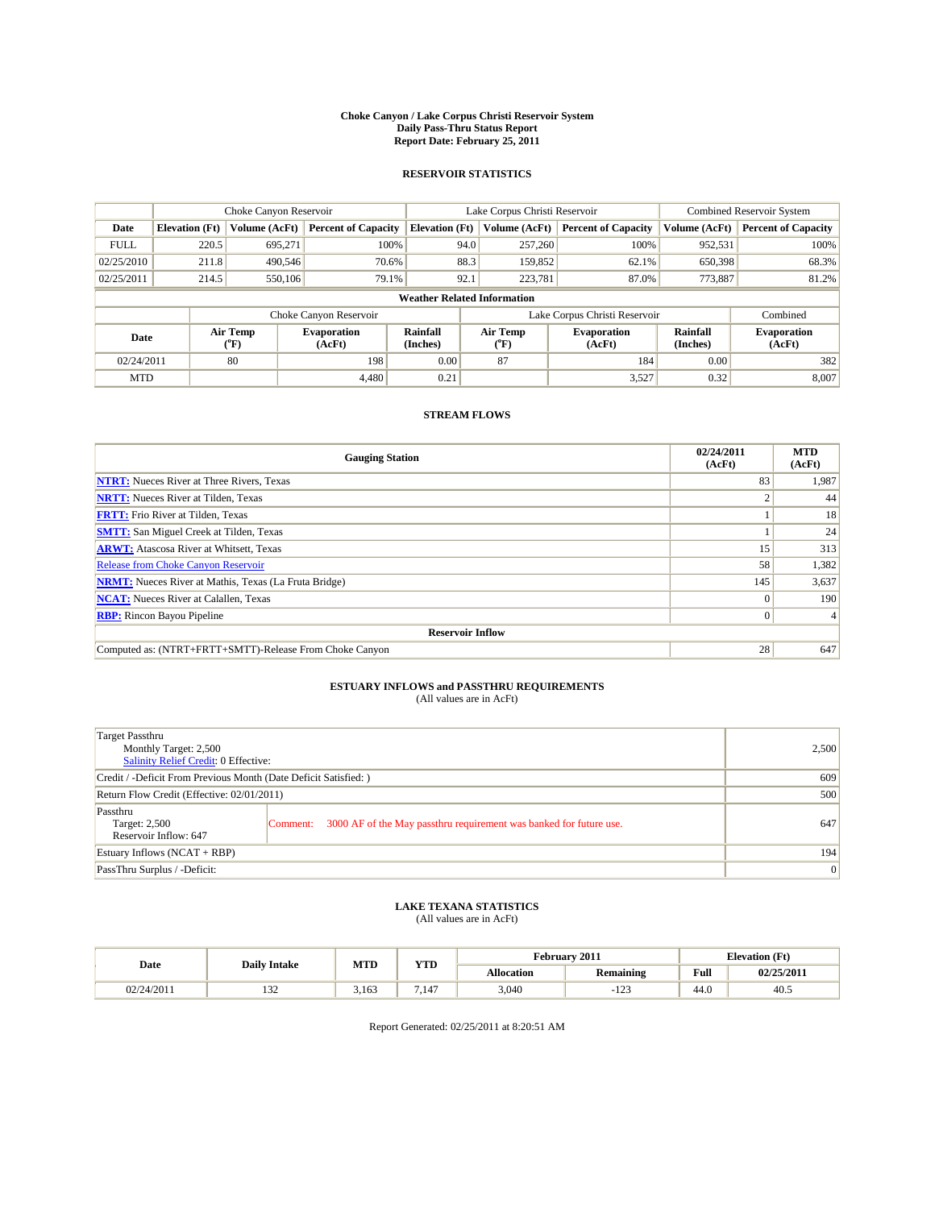# Choke Canyon / Lake Corpus Christi Reservoir System
## Daily Pass-Thru Status Report
## Report Date: February 25, 2011

### RESERVOIR STATISTICS

| | Choke Canyon Reservoir | | | Lake Corpus Christi Reservoir | | | Combined Reservoir System | |
|---|---|---|---|---|---|---|---|---|
| Date | Elevation (Ft) | Volume (AcFt) | Percent of Capacity | Elevation (Ft) | Volume (AcFt) | Percent of Capacity | Volume (AcFt) | Percent of Capacity |
| FULL | 220.5 | 695,271 | 100% | 94.0 | 257,260 | 100% | 952,531 | 100% |
| 02/25/2010 | 211.8 | 490,546 | 70.6% | 88.3 | 159,852 | 62.1% | 650,398 | 68.3% |
| 02/25/2011 | 214.5 | 550,106 | 79.1% | 92.1 | 223,781 | 87.0% | 773,887 | 81.2% |

**Weather Related Information**

| | Choke Canyon Reservoir | | | Lake Corpus Christi Reservoir | | | Combined |
|---|---|---|---|---|---|---|---|
| Date | Air Temp (°F) | Evaporation (AcFt) | Rainfall (Inches) | Air Temp (°F) | Evaporation (AcFt) | Rainfall (Inches) | Evaporation (AcFt) |
| 02/24/2011 | 80 | 198 | 0.00 | 87 | 184 | 0.00 | 382 |
| MTD | | 4,480 | 0.21 | | 3,527 | 0.32 | 8,007 |

### STREAM FLOWS

| Gauging Station | 02/24/2011 (AcFt) | MTD (AcFt) |
|---|---|---|
| NTRT: Nueces River at Three Rivers, Texas | 83 | 1,987 |
| NRTT: Nueces River at Tilden, Texas | 2 | 44 |
| FRTT: Frio River at Tilden, Texas | 1 | 18 |
| SMTT: San Miguel Creek at Tilden, Texas | 1 | 24 |
| ARWT: Atascosa River at Whitsett, Texas | 15 | 313 |
| Release from Choke Canyon Reservoir | 58 | 1,382 |
| NRMT: Nueces River at Mathis, Texas (La Fruta Bridge) | 145 | 3,637 |
| NCAT: Nueces River at Calallen, Texas | 0 | 190 |
| RBP: Rincon Bayou Pipeline | 0 | 4 |
| **Reservoir Inflow** | | |
| Computed as: (NTRT+FRTT+SMTT)-Release From Choke Canyon | 28 | 647 |

### ESTUARY INFLOWS and PASSTHRU REQUIREMENTS
(All values are in AcFt)

| | |
|---|---|
| Target Passthru<br>Monthly Target: 2,500<br>Salinity Relief Credit: 0 Effective: | 2,500 |
| Credit / -Deficit From Previous Month (Date Deficit Satisfied: ) | 609 |
| Return Flow Credit (Effective: 02/01/2011) | 500 |
| Passthru<br>Target: 2,500<br>Reservoir Inflow: 647<br>Comment: 3000 AF of the May passthru requirement was banked for future use. | 647 |
| Estuary Inflows (NCAT + RBP) | 194 |
| PassThru Surplus / -Deficit: | 0 |

### LAKE TEXANA STATISTICS
(All values are in AcFt)

| Date | Daily Intake | MTD | YTD | February 2011 | | Elevation (Ft) | |
|---|---|---|---|---|---|---|---|
| | | | | Allocation | Remaining | Full | 02/25/2011 |
| 02/24/2011 | 132 | 3,163 | 7,147 | 3,040 | -123 | 44.0 | 40.5 |

Report Generated: 02/25/2011 at 8:20:51 AM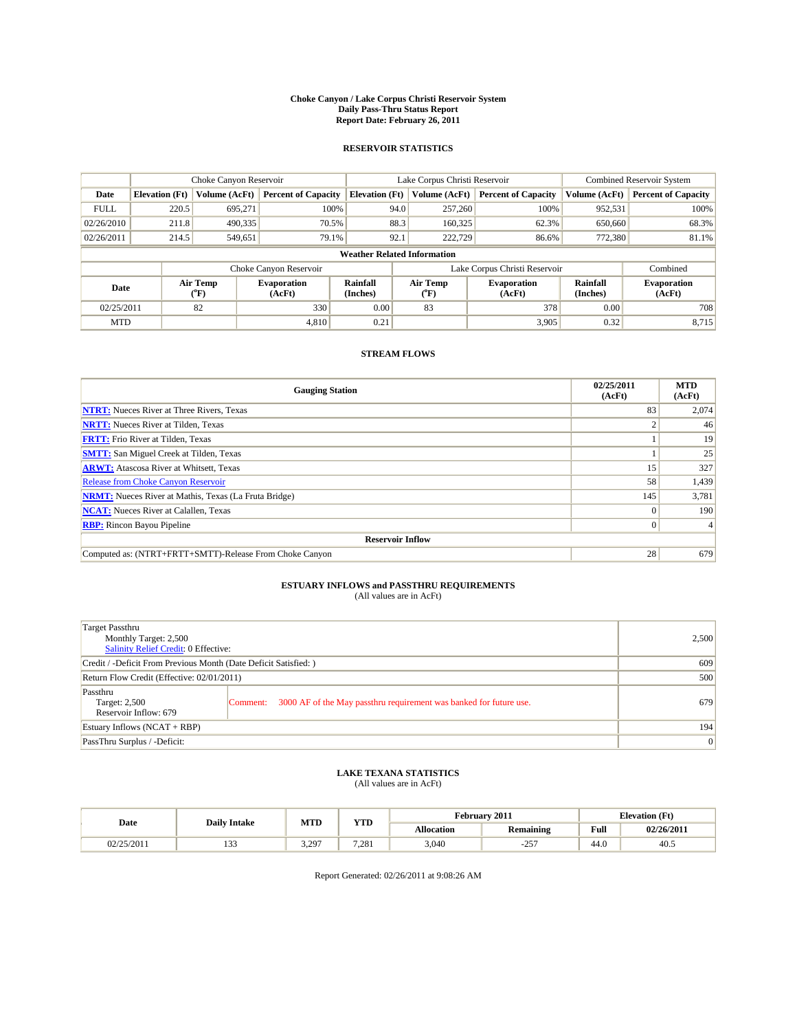# Choke Canyon / Lake Corpus Christi Reservoir System
## Daily Pass-Thru Status Report
### Report Date: February 26, 2011

## RESERVOIR STATISTICS

| | Choke Canyon Reservoir | | | Lake Corpus Christi Reservoir | | | Combined Reservoir System | |
|---|---|---|---|---|---|---|---|---|
| Date | Elevation (Ft) | Volume (AcFt) | Percent of Capacity | Elevation (Ft) | Volume (AcFt) | Percent of Capacity | Volume (AcFt) | Percent of Capacity |
| FULL | 220.5 | 695,271 | 100% | 94.0 | 257,260 | 100% | 952,531 | 100% |
| 02/26/2010 | 211.8 | 490,335 | 70.5% | 88.3 | 160,325 | 62.3% | 650,660 | 68.3% |
| 02/26/2011 | 214.5 | 549,651 | 79.1% | 92.1 | 222,729 | 86.6% | 772,380 | 81.1% |

**Weather Related Information**

| | Choke Canyon Reservoir | | | Lake Corpus Christi Reservoir | | | Combined |
|---|---|---|---|---|---|---|---|
| Date | Air Temp (°F) | Evaporation (AcFt) | Rainfall (Inches) | Air Temp (°F) | Evaporation (AcFt) | Rainfall (Inches) | Evaporation (AcFt) |
| 02/25/2011 | 82 | 330 | 0.00 | 83 | 378 | 0.00 | 708 |
| MTD | | 4,810 | 0.21 | | 3,905 | 0.32 | 8,715 |

## STREAM FLOWS

| Gauging Station | 02/25/2011 (AcFt) | MTD (AcFt) |
|---|---|---|
| **NTRT:** Nueces River at Three Rivers, Texas | 83 | 2,074 |
| **NRTT:** Nueces River at Tilden, Texas | 2 | 46 |
| **FRTT:** Frio River at Tilden, Texas | 1 | 19 |
| **SMTT:** San Miguel Creek at Tilden, Texas | 1 | 25 |
| **ARWT:** Atascosa River at Whitsett, Texas | 15 | 327 |
| Release from Choke Canyon Reservoir | 58 | 1,439 |
| **NRMT:** Nueces River at Mathis, Texas (La Fruta Bridge) | 145 | 3,781 |
| **NCAT:** Nueces River at Calallen, Texas | 0 | 190 |
| **RBP:** Rincon Bayou Pipeline | 0 | 4 |
| **Reservoir Inflow** | | |
| Computed as: (NTRT+FRTT+SMTT)-Release From Choke Canyon | 28 | 679 |

## ESTUARY INFLOWS and PASSTHRU REQUIREMENTS
(All values are in AcFt)

| | |
|---|---|
| Target Passthru<br>Monthly Target: 2,500<br>Salinity Relief Credit: 0 Effective: | 2,500 |
| Credit / -Deficit From Previous Month (Date Deficit Satisfied: ) | 609 |
| Return Flow Credit (Effective: 02/01/2011) | 500 |
| Passthru<br>Target: 2,500<br>Reservoir Inflow: 679 — Comment: 3000 AF of the May passthru requirement was banked for future use. | 679 |
| Estuary Inflows (NCAT + RBP) | 194 |
| PassThru Surplus / -Deficit: | 0 |

## LAKE TEXANA STATISTICS
(All values are in AcFt)

| Date | Daily Intake | MTD | YTD | February 2011 | | Elevation (Ft) | |
|---|---|---|---|---|---|---|---|
| | | | | Allocation | Remaining | Full | 02/26/2011 |
| 02/25/2011 | 133 | 3,297 | 7,281 | 3,040 | -257 | 44.0 | 40.5 |

Report Generated: 02/26/2011 at 9:08:26 AM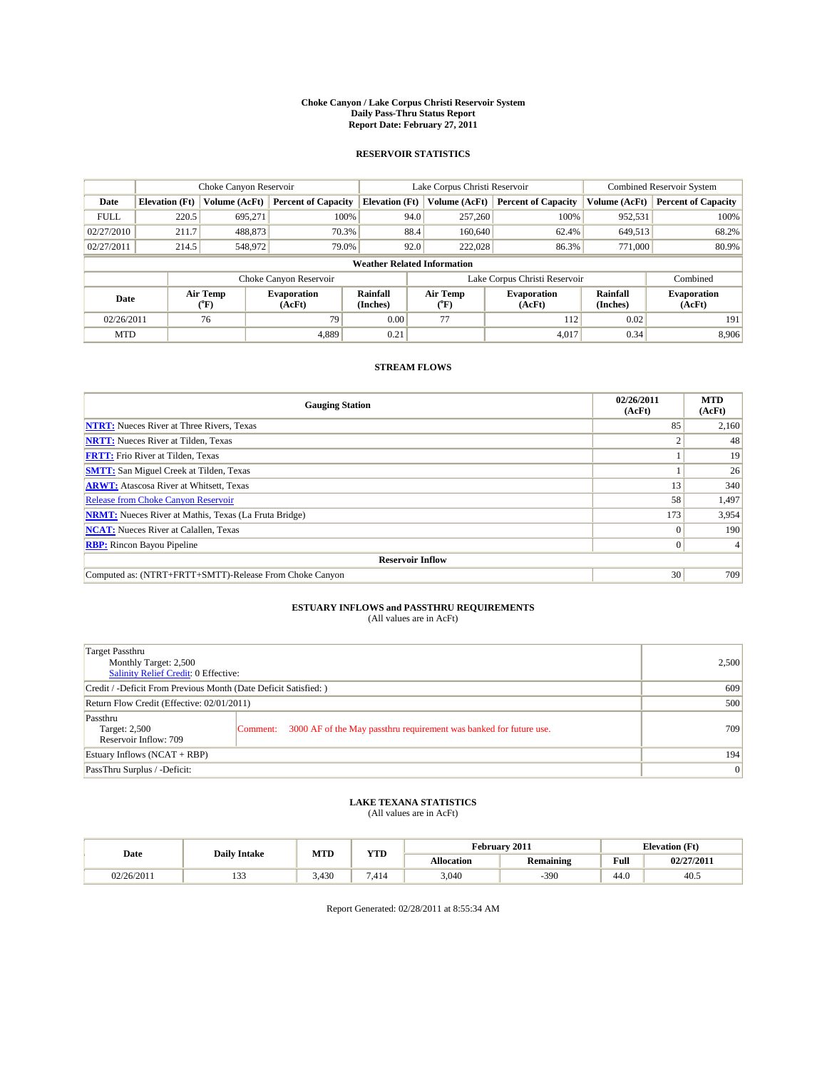# Choke Canyon / Lake Corpus Christi Reservoir System
## Daily Pass-Thru Status Report
## Report Date: February 27, 2011

### RESERVOIR STATISTICS

| | Choke Canyon Reservoir | | | Lake Corpus Christi Reservoir | | | Combined Reservoir System | |
|---|---|---|---|---|---|---|---|---|
| Date | Elevation (Ft) | Volume (AcFt) | Percent of Capacity | Elevation (Ft) | Volume (AcFt) | Percent of Capacity | Volume (AcFt) | Percent of Capacity |
| FULL | 220.5 | 695,271 | 100% | 94.0 | 257,260 | 100% | 952,531 | 100% |
| 02/27/2010 | 211.7 | 488,873 | 70.3% | 88.4 | 160,640 | 62.4% | 649,513 | 68.2% |
| 02/27/2011 | 214.5 | 548,972 | 79.0% | 92.0 | 222,028 | 86.3% | 771,000 | 80.9% |

**Weather Related Information**

| | Choke Canyon Reservoir | | | Lake Corpus Christi Reservoir | | | Combined |
|---|---|---|---|---|---|---|---|
| Date | Air Temp (ºF) | Evaporation (AcFt) | Rainfall (Inches) | Air Temp (ºF) | Evaporation (AcFt) | Rainfall (Inches) | Evaporation (AcFt) |
| 02/26/2011 | 76 | 79 | 0.00 | 77 | 112 | 0.02 | 191 |
| MTD | | 4,889 | 0.21 | | 4,017 | 0.34 | 8,906 |

### STREAM FLOWS

| Gauging Station | 02/26/2011 (AcFt) | MTD (AcFt) |
|---|---|---|
| NTRT: Nueces River at Three Rivers, Texas | 85 | 2,160 |
| NRTT: Nueces River at Tilden, Texas | 2 | 48 |
| FRTT: Frio River at Tilden, Texas | 1 | 19 |
| SMTT: San Miguel Creek at Tilden, Texas | 1 | 26 |
| ARWT: Atascosa River at Whitsett, Texas | 13 | 340 |
| Release from Choke Canyon Reservoir | 58 | 1,497 |
| NRMT: Nueces River at Mathis, Texas (La Fruta Bridge) | 173 | 3,954 |
| NCAT: Nueces River at Calallen, Texas | 0 | 190 |
| RBP: Rincon Bayou Pipeline | 0 | 4 |
| **Reservoir Inflow** | | |
| Computed as: (NTRT+FRTT+SMTT)-Release From Choke Canyon | 30 | 709 |

### ESTUARY INFLOWS and PASSTHRU REQUIREMENTS
(All values are in AcFt)

| | |
|---|---|
| Target Passthru<br>Monthly Target: 2,500<br>Salinity Relief Credit: 0 Effective: | 2,500 |
| Credit / -Deficit From Previous Month (Date Deficit Satisfied: ) | 609 |
| Return Flow Credit (Effective: 02/01/2011) | 500 |
| Passthru<br>Target: 2,500<br>Reservoir Inflow: 709<br>Comment: 3000 AF of the May passthru requirement was banked for future use. | 709 |
| Estuary Inflows (NCAT + RBP) | 194 |
| PassThru Surplus / -Deficit: | 0 |

### LAKE TEXANA STATISTICS
(All values are in AcFt)

| Date | Daily Intake | MTD | YTD | February 2011 | | Elevation (Ft) | |
|---|---|---|---|---|---|---|---|
| | | | | Allocation | Remaining | Full | 02/27/2011 |
| 02/26/2011 | 133 | 3,430 | 7,414 | 3,040 | -390 | 44.0 | 40.5 |

Report Generated: 02/28/2011 at 8:55:34 AM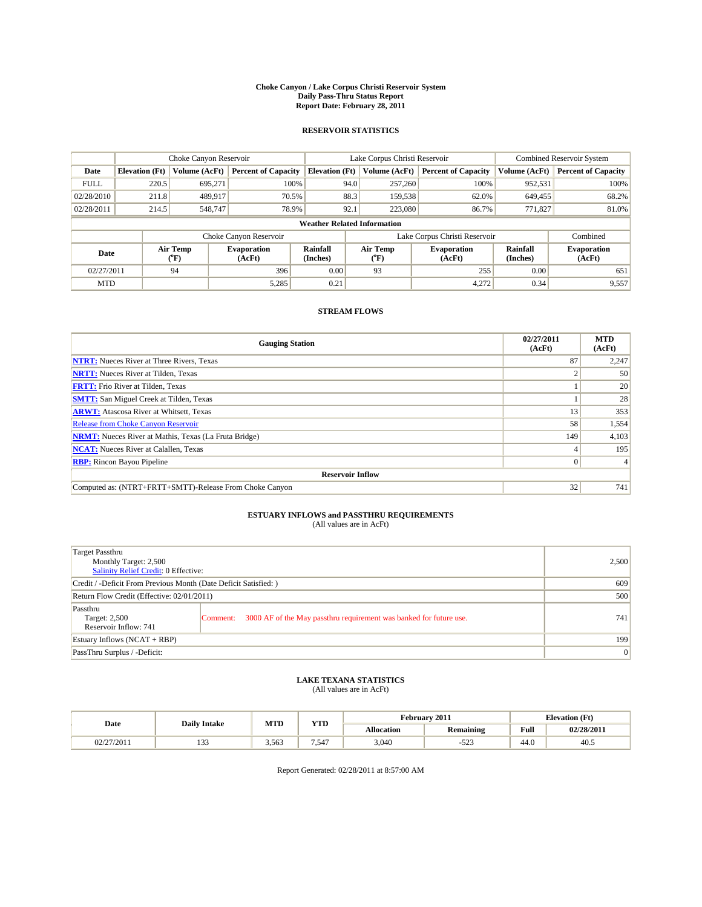# Choke Canyon / Lake Corpus Christi Reservoir System
## Daily Pass-Thru Status Report
## Report Date: February 28, 2011

### RESERVOIR STATISTICS

| | Choke Canyon Reservoir | | | Lake Corpus Christi Reservoir | | | Combined Reservoir System | |
|---|---|---|---|---|---|---|---|---|
| Date | Elevation (Ft) | Volume (AcFt) | Percent of Capacity | Elevation (Ft) | Volume (AcFt) | Percent of Capacity | Volume (AcFt) | Percent of Capacity |
| FULL | 220.5 | 695,271 | 100% | 94.0 | 257,260 | 100% | 952,531 | 100% |
| 02/28/2010 | 211.8 | 489,917 | 70.5% | 88.3 | 159,538 | 62.0% | 649,455 | 68.2% |
| 02/28/2011 | 214.5 | 548,747 | 78.9% | 92.1 | 223,080 | 86.7% | 771,827 | 81.0% |

**Weather Related Information**

| | Choke Canyon Reservoir | | | Lake Corpus Christi Reservoir | | | Combined |
|---|---|---|---|---|---|---|---|
| Date | Air Temp (°F) | Evaporation (AcFt) | Rainfall (Inches) | Air Temp (°F) | Evaporation (AcFt) | Rainfall (Inches) | Evaporation (AcFt) |
| 02/27/2011 | 94 | 396 | 0.00 | 93 | 255 | 0.00 | 651 |
| MTD | | 5,285 | 0.21 | | 4,272 | 0.34 | 9,557 |

### STREAM FLOWS

| Gauging Station | 02/27/2011 (AcFt) | MTD (AcFt) |
|---|---|---|
| NTRT: Nueces River at Three Rivers, Texas | 87 | 2,247 |
| NRTT: Nueces River at Tilden, Texas | 2 | 50 |
| FRTT: Frio River at Tilden, Texas | 1 | 20 |
| SMTT: San Miguel Creek at Tilden, Texas | 1 | 28 |
| ARWT: Atascosa River at Whitsett, Texas | 13 | 353 |
| Release from Choke Canyon Reservoir | 58 | 1,554 |
| NRMT: Nueces River at Mathis, Texas (La Fruta Bridge) | 149 | 4,103 |
| NCAT: Nueces River at Calallen, Texas | 4 | 195 |
| RBP: Rincon Bayou Pipeline | 0 | 4 |
| **Reservoir Inflow** | | |
| Computed as: (NTRT+FRTT+SMTT)-Release From Choke Canyon | 32 | 741 |

### ESTUARY INFLOWS and PASSTHRU REQUIREMENTS
(All values are in AcFt)

| | | |
|---|---|---|
| Target Passthru<br>Monthly Target: 2,500<br>Salinity Relief Credit: 0 Effective: | | 2,500 |
| Credit / -Deficit From Previous Month (Date Deficit Satisfied: ) | | 609 |
| Return Flow Credit (Effective: 02/01/2011) | | 500 |
| Passthru<br>Target: 2,500<br>Reservoir Inflow: 741 | Comment: 3000 AF of the May passthru requirement was banked for future use. | 741 |
| Estuary Inflows (NCAT + RBP) | | 199 |
| PassThru Surplus / -Deficit: | | 0 |

### LAKE TEXANA STATISTICS
(All values are in AcFt)

| Date | Daily Intake | MTD | YTD | February 2011 | | Elevation (Ft) | |
|---|---|---|---|---|---|---|---|
| | | | | Allocation | Remaining | Full | 02/28/2011 |
| 02/27/2011 | 133 | 3,563 | 7,547 | 3,040 | -523 | 44.0 | 40.5 |

Report Generated: 02/28/2011 at 8:57:00 AM